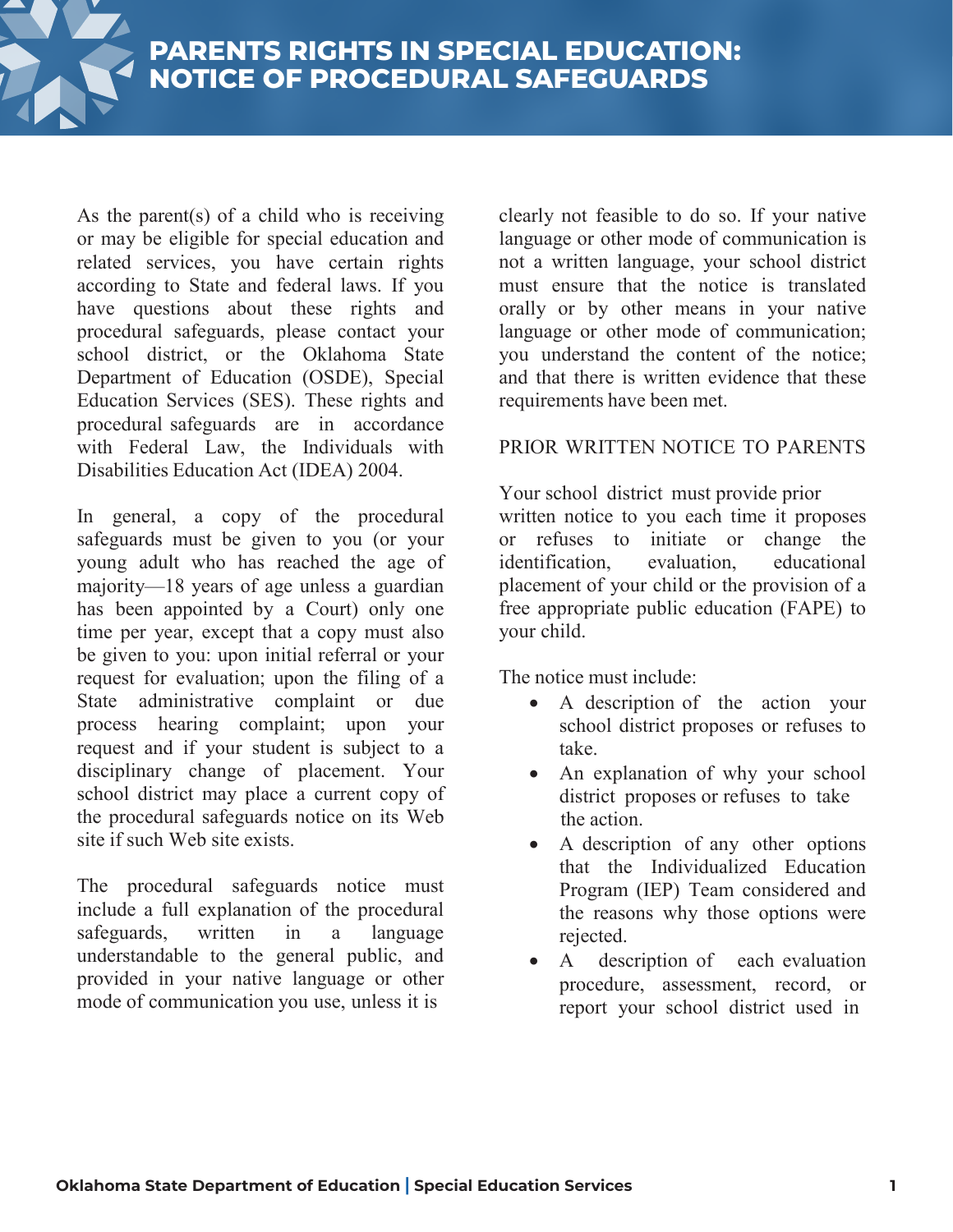# PARENTS RIGHTS IN SPECIAL EDUCATION: NOTICE OF PROCEDURAL SAFEGUARDS

As the parent(s) of a child who is receiving or may be eligible for special education and related services, you have certain rights according to State and federal laws. If you have questions about these rights and procedural safeguards, please contact your school district, or the Oklahoma State Department of Education (OSDE), Special Education Services (SES). These rights and procedural safeguards are in accordance with Federal Law, the Individuals with Disabilities Education Act (IDEA) 2004.

In general, a copy of the procedural safeguards must be given to you (or your young adult who has reached the age of majority—18 years of age unless a guardian has been appointed by a Court) only one time per year, except that a copy must also be given to you: upon initial referral or your request for evaluation; upon the filing of a State administrative complaint or due process hearing complaint; upon your request and if your student is subject to a disciplinary change of placement. Your school district may place a current copy of the procedural safeguards notice on its Web site if such Web site exists.

The procedural safeguards notice must include a full explanation of the procedural safeguards, written in a language understandable to the general public, and provided in your native language or other mode of communication you use, unless it is clearly not feasible to do so. If your native language or other mode of communication is not a written language, your school district must ensure that the notice is translated orally or by other means in your native language or other mode of communication; you understand the content of the notice; and that there is written evidence that these requirements have been met.

PRIOR WRITTEN NOTICE TO PARENTS

Your school district must provide prior written notice to you each time it proposes or refuses to initiate or change the identification, evaluation, educational placement of your child or the provision of a free appropriate public education (FAPE) to your child.

The notice must include:

- A description of the action your school district proposes or refuses to take.
- An explanation of why your school district proposes or refuses to take the action.
- A description of any other options that the Individualized Education Program (IEP) Team considered and the reasons why those options were rejected.
- A description of each evaluation procedure, assessment, record, or report your school district used in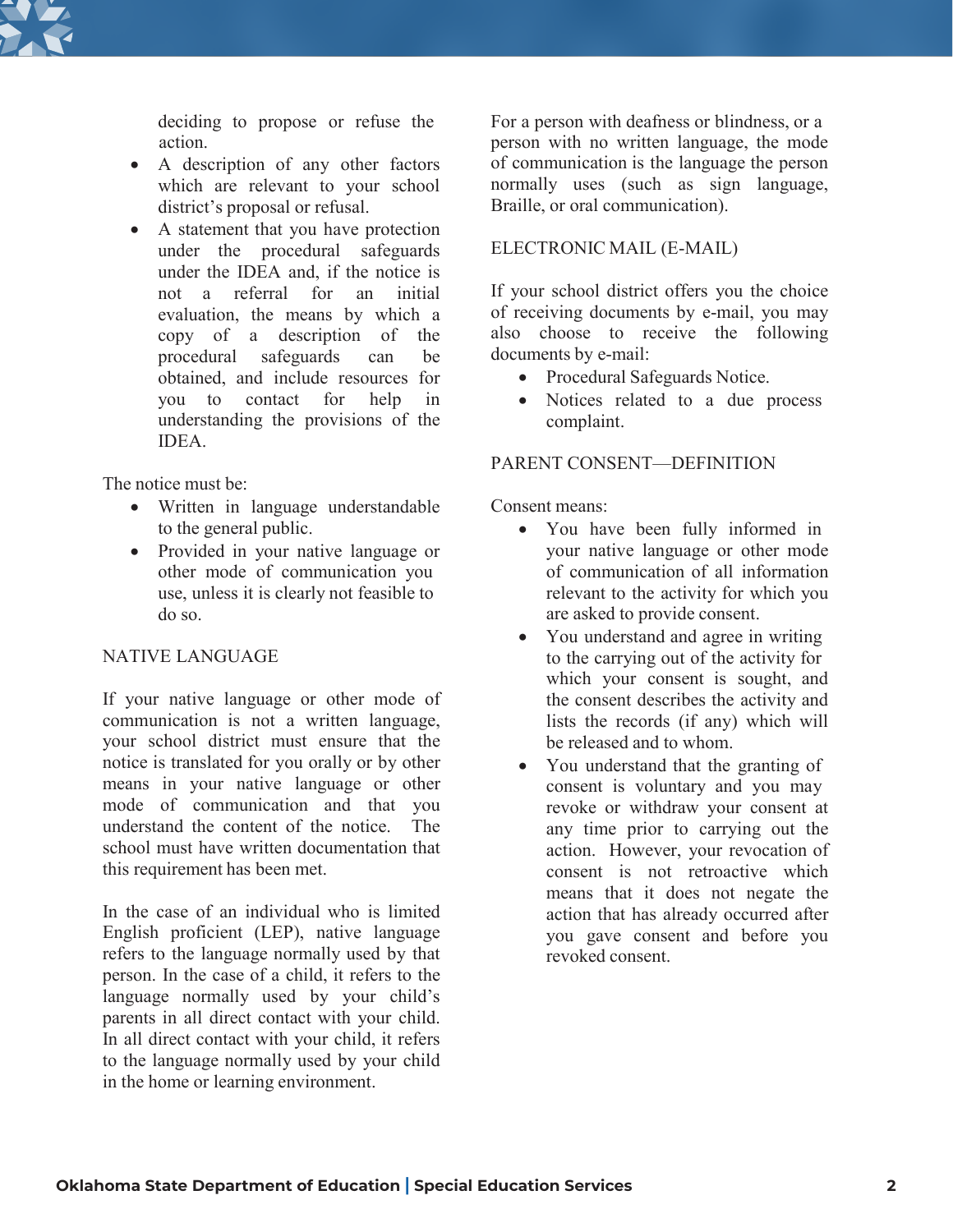deciding to propose or refuse the action.

- A description of any other factors which are relevant to your school district's proposal or refusal.
- A statement that you have protection under the procedural safeguards under the IDEA and, if the notice is not a referral for an initial evaluation, the means by which a copy of a description of the procedural safeguards can be obtained, and include resources for you to contact for help in understanding the provisions of the IDEA.

The notice must be:

- Written in language understandable to the general public.
- Provided in your native language or other mode of communication you use, unless it is clearly not feasible to do so.

## NATIVE LANGUAGE

If your native language or other mode of communication is not a written language, your school district must ensure that the notice is translated for you orally or by other means in your native language or other mode of communication and that you understand the content of the notice. The school must have written documentation that this requirement has been met.

In the case of an individual who is limited English proficient (LEP), native language refers to the language normally used by that person. In the case of a child, it refers to the language normally used by your child's parents in all direct contact with your child. In all direct contact with your child, it refers to the language normally used by your child in the home or learning environment.

For a person with deafness or blindness, or a person with no written language, the mode of communication is the language the person normally uses (such as sign language, Braille, or oral communication).

## ELECTRONIC MAIL (E-MAIL)

If your school district offers you the choice of receiving documents by e-mail, you may also choose to receive the following documents by e-mail:

- Procedural Safeguards Notice.
- Notices related to a due process complaint.

## PARENT CONSENT—DEFINITION

Consent means:

- You have been fully informed in your native language or other mode of communication of all information relevant to the activity for which you are asked to provide consent.
- You understand and agree in writing to the carrying out of the activity for which your consent is sought, and the consent describes the activity and lists the records (if any) which will be released and to whom.
- You understand that the granting of consent is voluntary and you may revoke or withdraw your consent at any time prior to carrying out the action. However, your revocation of consent is not retroactive which means that it does not negate the action that has already occurred after you gave consent and before you revoked consent.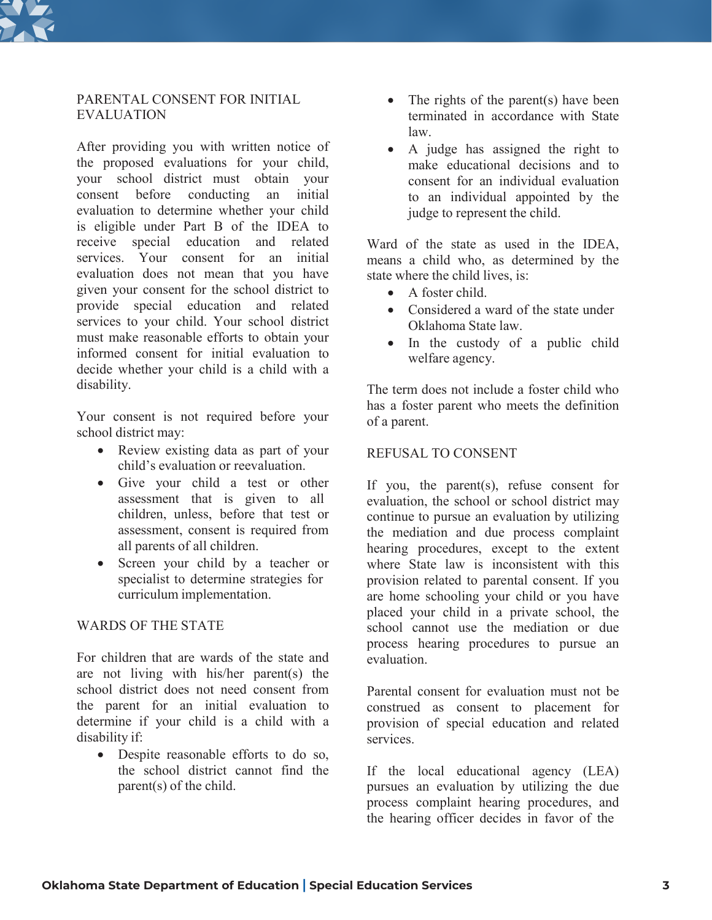## PARENTAL CONSENT FOR INITIAL EVALUATION

After providing you with written notice of the proposed evaluations for your child, your school district must obtain your consent before conducting an initial evaluation to determine whether your child is eligible under Part B of the IDEA to receive special education and related services. Your consent for an initial evaluation does not mean that you have given your consent for the school district to provide special education and related services to your child. Your school district must make reasonable efforts to obtain your informed consent for initial evaluation to decide whether your child is a child with a disability.

Your consent is not required before your school district may:

- Review existing data as part of your child's evaluation or reevaluation.
- Give your child a test or other assessment that is given to all children, unless, before that test or assessment, consent is required from all parents of all children.
- Screen your child by a teacher or specialist to determine strategies for curriculum implementation.

## WARDS OF THE STATE

For children that are wards of the state and are not living with his/her parent(s) the school district does not need consent from the parent for an initial evaluation to determine if your child is a child with a disability if:

- Despite reasonable efforts to do so, the school district cannot find the parent(s) of the child.
- The rights of the parent(s) have been terminated in accordance with State law.
- A judge has assigned the right to make educational decisions and to consent for an individual evaluation to an individual appointed by the judge to represent the child.

Ward of the state as used in the IDEA, means a child who, as determined by the state where the child lives, is:

- A foster child.
- Considered a ward of the state under Oklahoma State law.
- In the custody of a public child welfare agency.

The term does not include a foster child who has a foster parent who meets the definition of a parent.

## REFUSAL TO CONSENT

If you, the parent(s), refuse consent for evaluation, the school or school district may continue to pursue an evaluation by utilizing the mediation and due process complaint hearing procedures, except to the extent where State law is inconsistent with this provision related to parental consent. If you are home schooling your child or you have placed your child in a private school, the school cannot use the mediation or due process hearing procedures to pursue an evaluation.

Parental consent for evaluation must not be construed as consent to placement for provision of special education and related services.

If the local educational agency (LEA) pursues an evaluation by utilizing the due process complaint hearing procedures, and the hearing officer decides in favor of the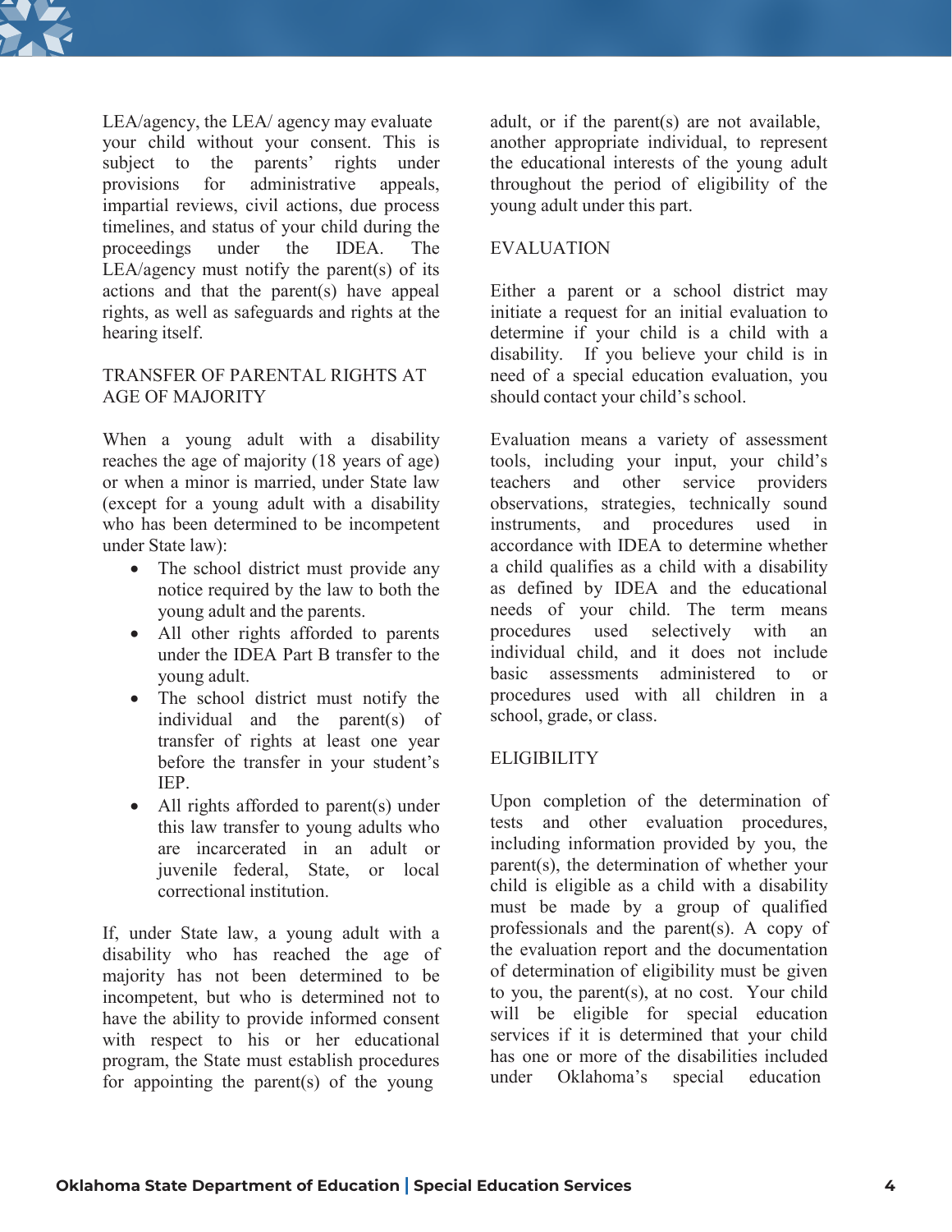LEA/agency, the LEA/ agency may evaluate your child without your consent. This is subject to the parents' rights under provisions for administrative appeals, impartial reviews, civil actions, due process timelines, and status of your child during the proceedings under the IDEA. The LEA/agency must notify the parent(s) of its actions and that the parent(s) have appeal rights, as well as safeguards and rights at the hearing itself.

## TRANSFER OF PARENTAL RIGHTS AT AGE OF MAJORITY

When a young adult with a disability reaches the age of majority (18 years of age) or when a minor is married, under State law (except for a young adult with a disability who has been determined to be incompetent under State law):

- The school district must provide any notice required by the law to both the young adult and the parents.
- All other rights afforded to parents under the IDEA Part B transfer to the young adult.
- The school district must notify the individual and the parent(s) of transfer of rights at least one year before the transfer in your student's IEP.
- All rights afforded to parent(s) under this law transfer to young adults who are incarcerated in an adult or juvenile federal, State, or local correctional institution.

If, under State law, a young adult with a disability who has reached the age of majority has not been determined to be incompetent, but who is determined not to have the ability to provide informed consent with respect to his or her educational program, the State must establish procedures for appointing the parent(s) of the young adult, or if the parent(s) are not available, another appropriate individual, to represent the educational interests of the young adult throughout the period of eligibility of the young adult under this part.

## EVALUATION

Either a parent or a school district may initiate a request for an initial evaluation to determine if your child is a child with a disability. If you believe your child is in need of a special education evaluation, you should contact your child's school.

Evaluation means a variety of assessment tools, including your input, your child's teachers and other service providers observations, strategies, technically sound instruments, and procedures used in accordance with IDEA to determine whether a child qualifies as a child with a disability as defined by IDEA and the educational needs of your child. The term means procedures used selectively with an individual child, and it does not include basic assessments administered to or procedures used with all children in a school, grade, or class.

## ELIGIBILITY

Upon completion of the determination of tests and other evaluation procedures, including information provided by you, the parent(s), the determination of whether your child is eligible as a child with a disability must be made by a group of qualified professionals and the parent(s). A copy of the evaluation report and the documentation of determination of eligibility must be given to you, the parent(s), at no cost. Your child will be eligible for special education services if it is determined that your child has one or more of the disabilities included under Oklahoma's special education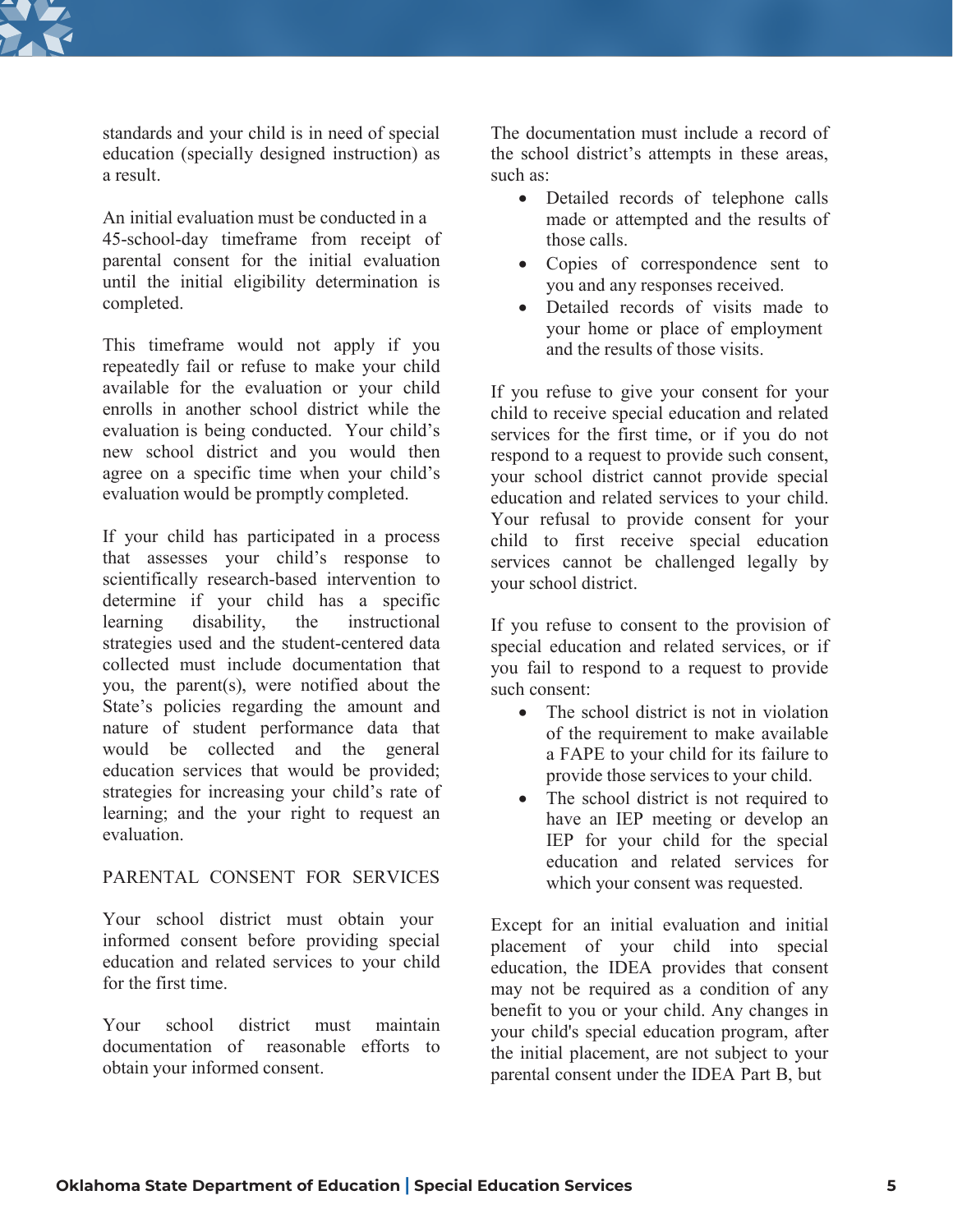standards and your child is in need of special education (specially designed instruction) as a result.

An initial evaluation must be conducted in a 45-school-day timeframe from receipt of parental consent for the initial evaluation until the initial eligibility determination is completed.

This timeframe would not apply if you repeatedly fail or refuse to make your child available for the evaluation or your child enrolls in another school district while the evaluation is being conducted. Your child's new school district and you would then agree on a specific time when your child's evaluation would be promptly completed.

If your child has participated in a process that assesses your child's response to scientifically research-based intervention to determine if your child has a specific learning disability, the instructional strategies used and the student-centered data collected must include documentation that you, the parent(s), were notified about the State's policies regarding the amount and nature of student performance data that would be collected and the general education services that would be provided; strategies for increasing your child's rate of learning; and the your right to request an evaluation.

## PARENTAL CONSENT FOR SERVICES

Your school district must obtain your informed consent before providing special education and related services to your child for the first time.

Your school district must maintain documentation of reasonable efforts to obtain your informed consent.

The documentation must include a record of the school district's attempts in these areas, such as:

- Detailed records of telephone calls made or attempted and the results of those calls.
- Copies of correspondence sent to you and any responses received.
- Detailed records of visits made to your home or place of employment and the results of those visits.

If you refuse to give your consent for your child to receive special education and related services for the first time, or if you do not respond to a request to provide such consent, your school district cannot provide special education and related services to your child. Your refusal to provide consent for your child to first receive special education services cannot be challenged legally by your school district.

If you refuse to consent to the provision of special education and related services, or if you fail to respond to a request to provide such consent:

- The school district is not in violation of the requirement to make available a FAPE to your child for its failure to provide those services to your child.
- The school district is not required to have an IEP meeting or develop an IEP for your child for the special education and related services for which your consent was requested.

Except for an initial evaluation and initial placement of your child into special education, the IDEA provides that consent may not be required as a condition of any benefit to you or your child. Any changes in your child's special education program, after the initial placement, are not subject to your parental consent under the IDEA Part B, but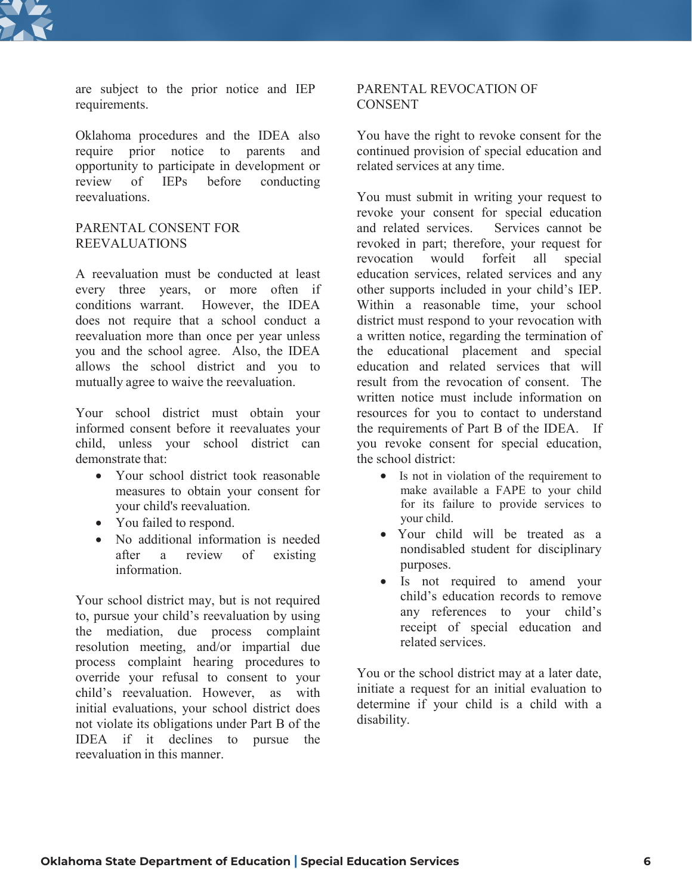are subject to the prior notice and IEP requirements.

Oklahoma procedures and the IDEA also require prior notice to parents and opportunity to participate in development or review of IEPs before conducting reevaluations.

## PARENTAL CONSENT FOR REEVALUATIONS

A reevaluation must be conducted at least every three years, or more often if conditions warrant. However, the IDEA does not require that a school conduct a reevaluation more than once per year unless you and the school agree. Also, the IDEA allows the school district and you to mutually agree to waive the reevaluation.

Your school district must obtain your informed consent before it reevaluates your child, unless your school district can demonstrate that:

- Your school district took reasonable measures to obtain your consent for your child's reevaluation.
- You failed to respond.
- No additional information is needed after a review of existing information.

Your school district may, but is not required to, pursue your child's reevaluation by using the mediation, due process complaint resolution meeting, and/or impartial due process complaint hearing procedures to override your refusal to consent to your child's reevaluation. However, as with initial evaluations, your school district does not violate its obligations under Part B of the IDEA if it declines to pursue the reevaluation in this manner.

## PARENTAL REVOCATION OF CONSENT

You have the right to revoke consent for the continued provision of special education and related services at any time.

You must submit in writing your request to revoke your consent for special education and related services. Services cannot be revoked in part; therefore, your request for revocation would forfeit all special education services, related services and any other supports included in your child's IEP. Within a reasonable time, your school district must respond to your revocation with a written notice, regarding the termination of the educational placement and special education and related services that will result from the revocation of consent. The written notice must include information on resources for you to contact to understand the requirements of Part B of the IDEA. If you revoke consent for special education, the school district:

- Is not in violation of the requirement to make available a FAPE to your child for its failure to provide services to your child.
- Your child will be treated as a nondisabled student for disciplinary purposes.
- Is not required to amend your child's education records to remove any references to your child's receipt of special education and related services.

You or the school district may at a later date, initiate a request for an initial evaluation to determine if your child is a child with a disability.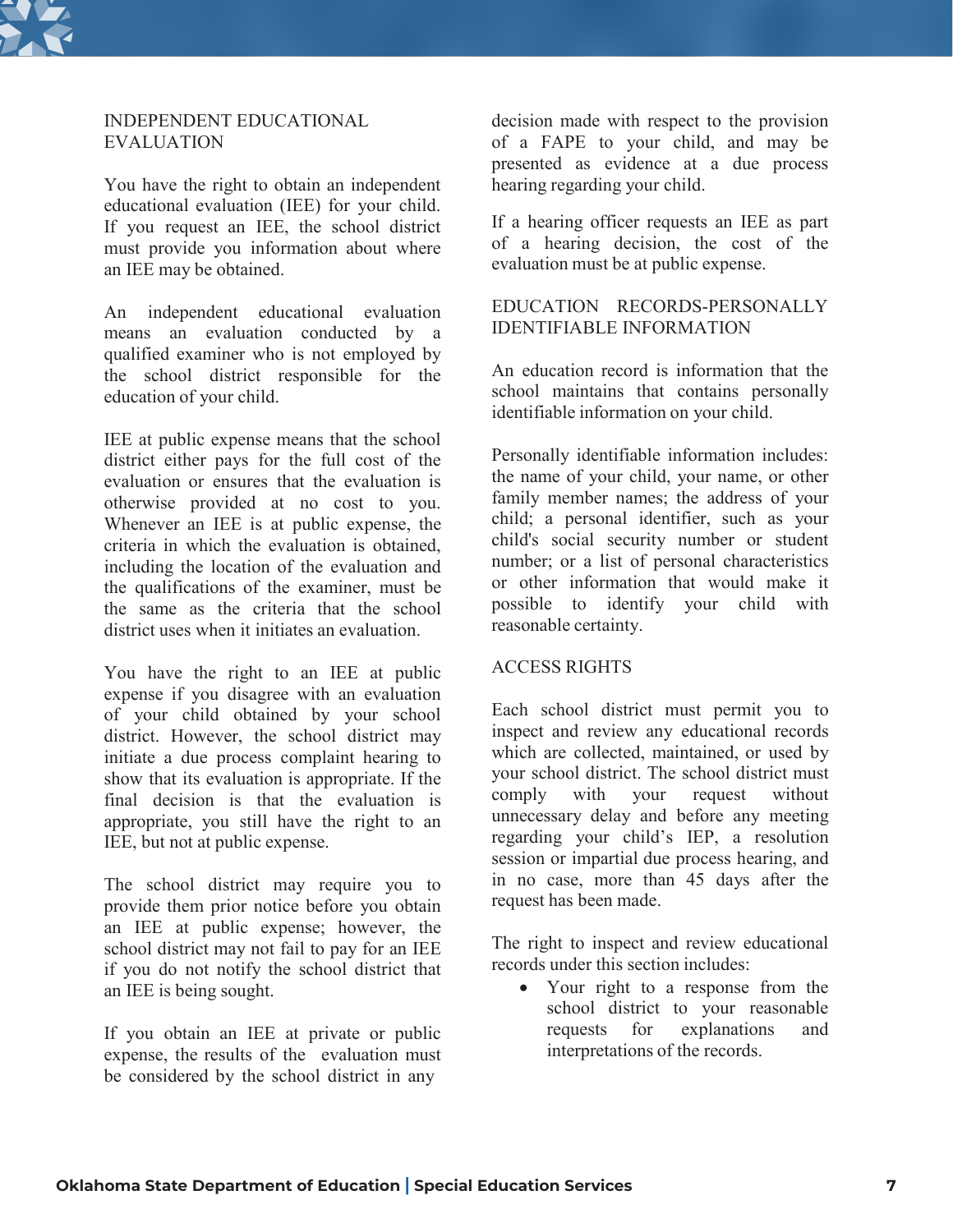## INDEPENDENT EDUCATIONAL EVALUATION

You have the right to obtain an independent educational evaluation (IEE) for your child. If you request an IEE, the school district must provide you information about where an IEE may be obtained.

An independent educational evaluation means an evaluation conducted by a qualified examiner who is not employed by the school district responsible for the education of your child.

IEE at public expense means that the school district either pays for the full cost of the evaluation or ensures that the evaluation is otherwise provided at no cost to you. Whenever an IEE is at public expense, the criteria in which the evaluation is obtained, including the location of the evaluation and the qualifications of the examiner, must be the same as the criteria that the school district uses when it initiates an evaluation.

You have the right to an IEE at public expense if you disagree with an evaluation of your child obtained by your school district. However, the school district may initiate a due process complaint hearing to show that its evaluation is appropriate. If the final decision is that the evaluation is appropriate, you still have the right to an IEE, but not at public expense.

The school district may require you to provide them prior notice before you obtain an IEE at public expense; however, the school district may not fail to pay for an IEE if you do not notify the school district that an IEE is being sought.

If you obtain an IEE at private or public expense, the results of the evaluation must be considered by the school district in any decision made with respect to the provision of a FAPE to your child, and may be presented as evidence at a due process hearing regarding your child.

If a hearing officer requests an IEE as part of a hearing decision, the cost of the evaluation must be at public expense.

## EDUCATION RECORDS-PERSONALLY IDENTIFIABLE INFORMATION

An education record is information that the school maintains that contains personally identifiable information on your child.

Personally identifiable information includes: the name of your child, your name, or other family member names; the address of your child; a personal identifier, such as your child's social security number or student number; or a list of personal characteristics or other information that would make it possible to identify your child with reasonable certainty.

## ACCESS RIGHTS

Each school district must permit you to inspect and review any educational records which are collected, maintained, or used by your school district. The school district must comply with your request without unnecessary delay and before any meeting regarding your child's IEP, a resolution session or impartial due process hearing, and in no case, more than 45 days after the request has been made.

The right to inspect and review educational records under this section includes:

- Your right to a response from the school district to your reasonable requests for explanations and interpretations of the records.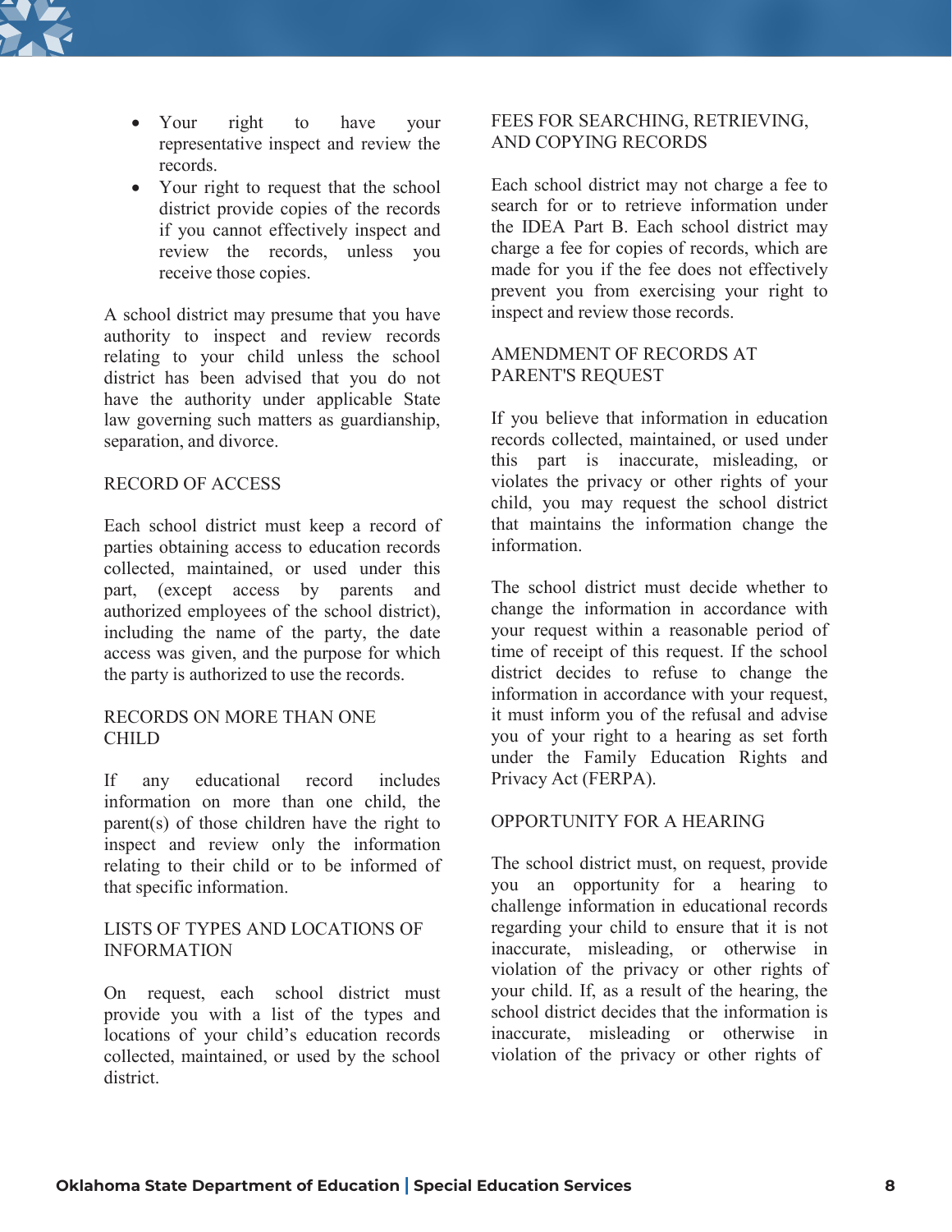- Your right to have your representative inspect and review the records.
- Your right to request that the school district provide copies of the records if you cannot effectively inspect and review the records, unless you receive those copies.

A school district may presume that you have authority to inspect and review records relating to your child unless the school district has been advised that you do not have the authority under applicable State law governing such matters as guardianship, separation, and divorce.

## RECORD OF ACCESS

Each school district must keep a record of parties obtaining access to education records collected, maintained, or used under this part, (except access by parents and authorized employees of the school district), including the name of the party, the date access was given, and the purpose for which the party is authorized to use the records.

## RECORDS ON MORE THAN ONE CHILD

If any educational record includes information on more than one child, the parent(s) of those children have the right to inspect and review only the information relating to their child or to be informed of that specific information.

## LISTS OF TYPES AND LOCATIONS OF INFORMATION

On request, each school district must provide you with a list of the types and locations of your child's education records collected, maintained, or used by the school district.

## FEES FOR SEARCHING, RETRIEVING, AND COPYING RECORDS

Each school district may not charge a fee to search for or to retrieve information under the IDEA Part B. Each school district may charge a fee for copies of records, which are made for you if the fee does not effectively prevent you from exercising your right to inspect and review those records.

## AMENDMENT OF RECORDS AT PARENT'S REQUEST

If you believe that information in education records collected, maintained, or used under this part is inaccurate, misleading, or violates the privacy or other rights of your child, you may request the school district that maintains the information change the information.

The school district must decide whether to change the information in accordance with your request within a reasonable period of time of receipt of this request. If the school district decides to refuse to change the information in accordance with your request, it must inform you of the refusal and advise you of your right to a hearing as set forth under the Family Education Rights and Privacy Act (FERPA).

## OPPORTUNITY FOR A HEARING

The school district must, on request, provide you an opportunity for a hearing to challenge information in educational records regarding your child to ensure that it is not inaccurate, misleading, or otherwise in violation of the privacy or other rights of your child. If, as a result of the hearing, the school district decides that the information is inaccurate, misleading or otherwise in violation of the privacy or other rights of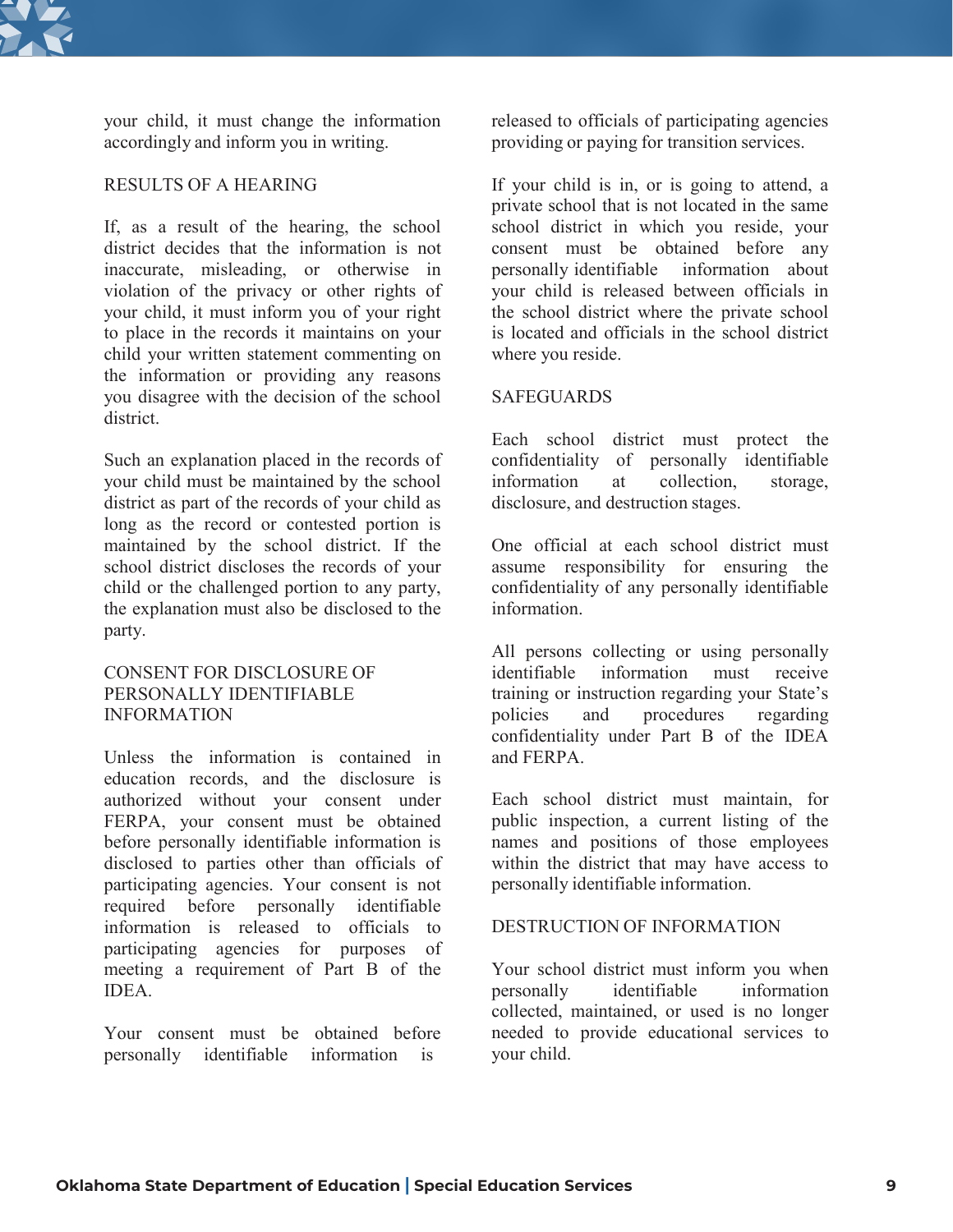your child, it must change the information accordingly and inform you in writing.

## RESULTS OF A HEARING

If, as a result of the hearing, the school district decides that the information is not inaccurate, misleading, or otherwise in violation of the privacy or other rights of your child, it must inform you of your right to place in the records it maintains on your child your written statement commenting on the information or providing any reasons you disagree with the decision of the school district.

Such an explanation placed in the records of your child must be maintained by the school district as part of the records of your child as long as the record or contested portion is maintained by the school district. If the school district discloses the records of your child or the challenged portion to any party, the explanation must also be disclosed to the party.

## CONSENT FOR DISCLOSURE OF PERSONALLY IDENTIFIABLE INFORMATION

Unless the information is contained in education records, and the disclosure is authorized without your consent under FERPA, your consent must be obtained before personally identifiable information is disclosed to parties other than officials of participating agencies. Your consent is not required before personally identifiable information is released to officials to participating agencies for purposes of meeting a requirement of Part B of the IDEA.

Your consent must be obtained before personally identifiable information is released to officials of participating agencies providing or paying for transition services.

If your child is in, or is going to attend, a private school that is not located in the same school district in which you reside, your consent must be obtained before any personally identifiable information about your child is released between officials in the school district where the private school is located and officials in the school district where you reside.

## SAFEGUARDS

Each school district must protect the confidentiality of personally identifiable information at collection, storage, disclosure, and destruction stages.

One official at each school district must assume responsibility for ensuring the confidentiality of any personally identifiable information.

All persons collecting or using personally identifiable information must receive training or instruction regarding your State's policies and procedures regarding confidentiality under Part B of the IDEA and FERPA.

Each school district must maintain, for public inspection, a current listing of the names and positions of those employees within the district that may have access to personally identifiable information.

## DESTRUCTION OF INFORMATION

Your school district must inform you when personally identifiable information collected, maintained, or used is no longer needed to provide educational services to your child.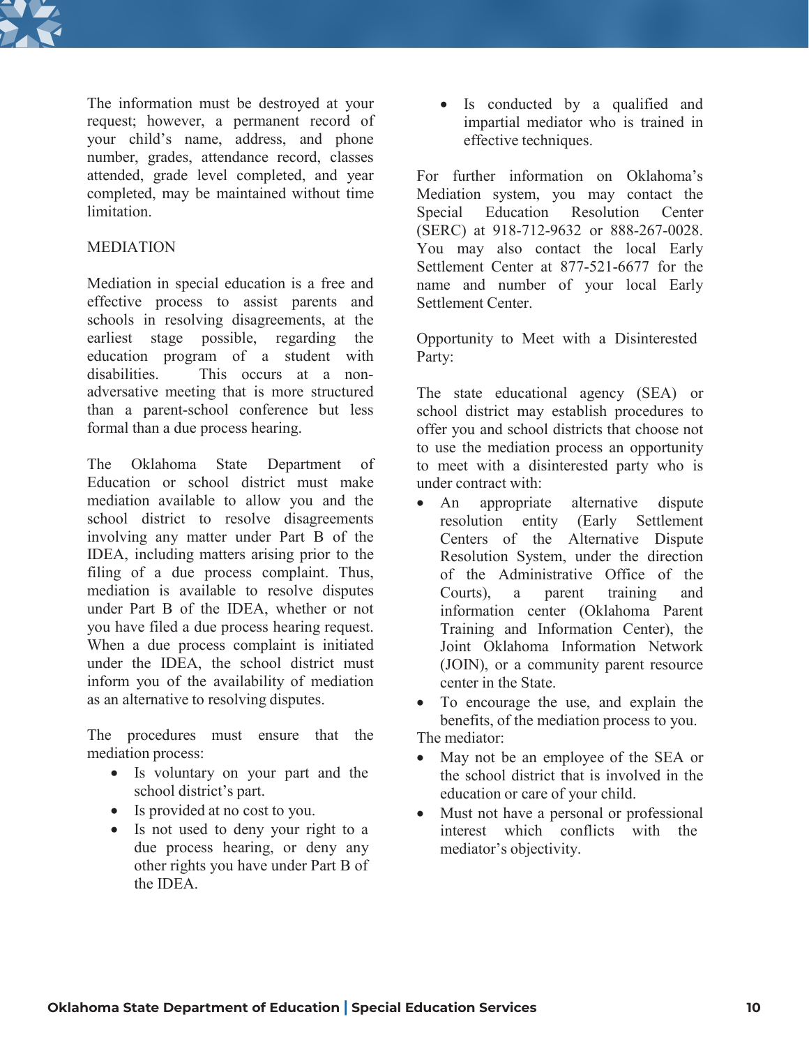The information must be destroyed at your request; however, a permanent record of your child's name, address, and phone number, grades, attendance record, classes attended, grade level completed, and year completed, may be maintained without time limitation.

## MEDIATION

Mediation in special education is a free and effective process to assist parents and schools in resolving disagreements, at the earliest stage possible, regarding the education program of a student with disabilities. This occurs at a non-adversative meeting that is more structured than a parent-school conference but less formal than a due process hearing.

The Oklahoma State Department of Education or school district must make mediation available to allow you and the school district to resolve disagreements involving any matter under Part B of the IDEA, including matters arising prior to the filing of a due process complaint. Thus, mediation is available to resolve disputes under Part B of the IDEA, whether or not you have filed a due process hearing request. When a due process complaint is initiated under the IDEA, the school district must inform you of the availability of mediation as an alternative to resolving disputes.

The procedures must ensure that the mediation process:

- Is voluntary on your part and the school district's part.
- Is provided at no cost to you.
- Is not used to deny your right to a due process hearing, or deny any other rights you have under Part B of the IDEA.
- Is conducted by a qualified and impartial mediator who is trained in effective techniques.

For further information on Oklahoma's Mediation system, you may contact the Special Education Resolution Center (SERC) at 918-712-9632 or 888-267-0028. You may also contact the local Early Settlement Center at 877-521-6677 for the name and number of your local Early Settlement Center.

Opportunity to Meet with a Disinterested Party:

The state educational agency (SEA) or school district may establish procedures to offer you and school districts that choose not to use the mediation process an opportunity to meet with a disinterested party who is under contract with:

- An appropriate alternative dispute resolution entity (Early Settlement Centers of the Alternative Dispute Resolution System, under the direction of the Administrative Office of the Courts), a parent training and information center (Oklahoma Parent Training and Information Center), the Joint Oklahoma Information Network (JOIN), or a community parent resource center in the State.
- To encourage the use, and explain the benefits, of the mediation process to you.

The mediator:

- May not be an employee of the SEA or the school district that is involved in the education or care of your child.
- Must not have a personal or professional interest which conflicts with the mediator's objectivity.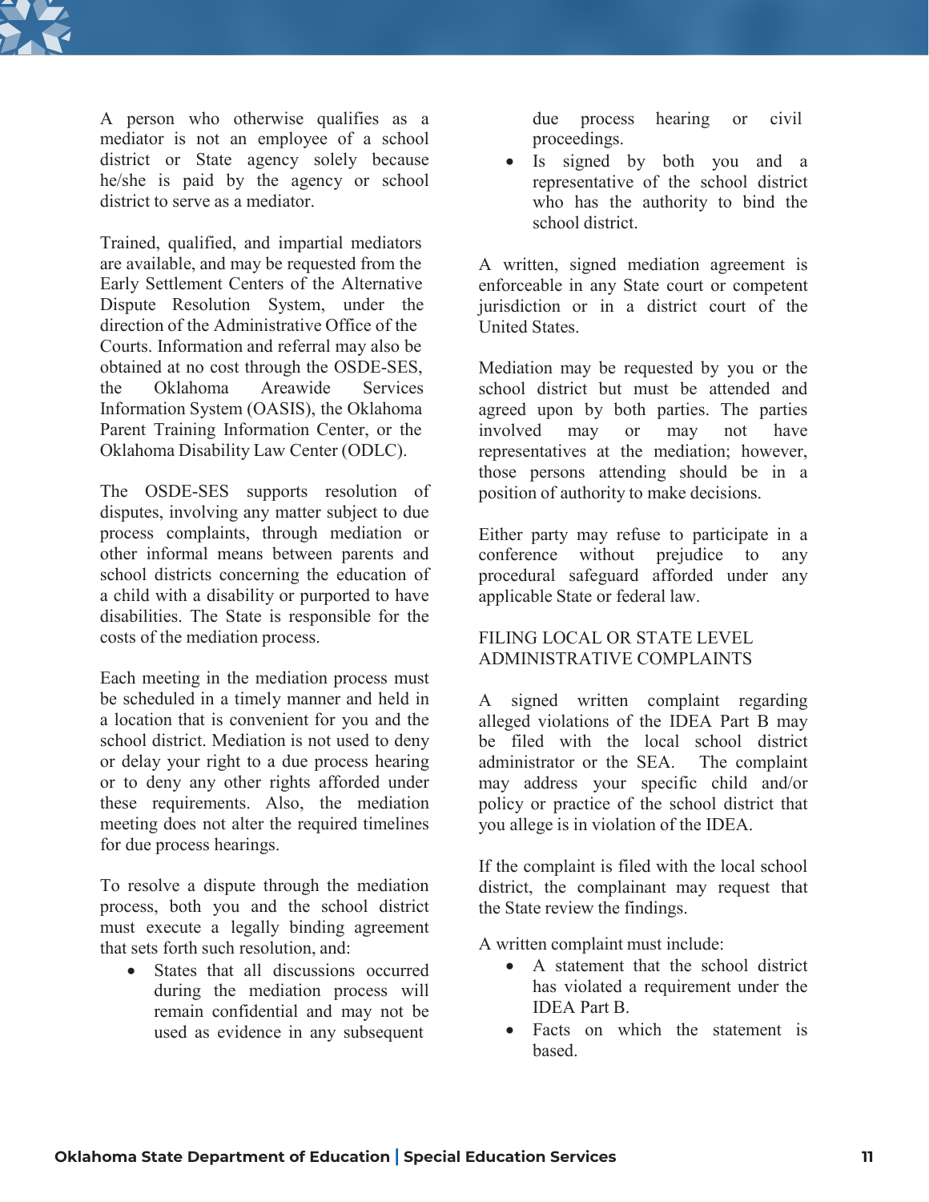A person who otherwise qualifies as a mediator is not an employee of a school district or State agency solely because he/she is paid by the agency or school district to serve as a mediator.

Trained, qualified, and impartial mediators are available, and may be requested from the Early Settlement Centers of the Alternative Dispute Resolution System, under the direction of the Administrative Office of the Courts. Information and referral may also be obtained at no cost through the OSDE-SES, the Oklahoma Areawide Services Information System (OASIS), the Oklahoma Parent Training Information Center, or the Oklahoma Disability Law Center (ODLC).

The OSDE-SES supports resolution of disputes, involving any matter subject to due process complaints, through mediation or other informal means between parents and school districts concerning the education of a child with a disability or purported to have disabilities. The State is responsible for the costs of the mediation process.

Each meeting in the mediation process must be scheduled in a timely manner and held in a location that is convenient for you and the school district. Mediation is not used to deny or delay your right to a due process hearing or to deny any other rights afforded under these requirements. Also, the mediation meeting does not alter the required timelines for due process hearings.

To resolve a dispute through the mediation process, both you and the school district must execute a legally binding agreement that sets forth such resolution, and:

- States that all discussions occurred during the mediation process will remain confidential and may not be used as evidence in any subsequent due process hearing or civil proceedings.
- Is signed by both you and a representative of the school district who has the authority to bind the school district.

A written, signed mediation agreement is enforceable in any State court or competent jurisdiction or in a district court of the United States.

Mediation may be requested by you or the school district but must be attended and agreed upon by both parties. The parties involved may or may not have representatives at the mediation; however, those persons attending should be in a position of authority to make decisions.

Either party may refuse to participate in a conference without prejudice to any procedural safeguard afforded under any applicable State or federal law.

## FILING LOCAL OR STATE LEVEL ADMINISTRATIVE COMPLAINTS

A signed written complaint regarding alleged violations of the IDEA Part B may be filed with the local school district administrator or the SEA. The complaint may address your specific child and/or policy or practice of the school district that you allege is in violation of the IDEA.

If the complaint is filed with the local school district, the complainant may request that the State review the findings.

A written complaint must include:

- A statement that the school district has violated a requirement under the IDEA Part B.
- Facts on which the statement is based.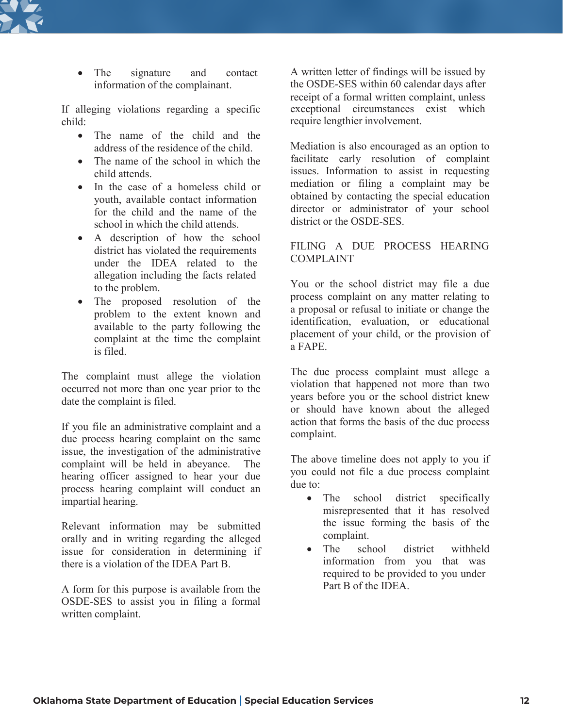- The signature and contact information of the complainant.

If alleging violations regarding a specific child:

- The name of the child and the address of the residence of the child.
- The name of the school in which the child attends.
- In the case of a homeless child or youth, available contact information for the child and the name of the school in which the child attends.
- A description of how the school district has violated the requirements under the IDEA related to the allegation including the facts related to the problem.
- The proposed resolution of the problem to the extent known and available to the party following the complaint at the time the complaint is filed.

The complaint must allege the violation occurred not more than one year prior to the date the complaint is filed.

If you file an administrative complaint and a due process hearing complaint on the same issue, the investigation of the administrative complaint will be held in abeyance. The hearing officer assigned to hear your due process hearing complaint will conduct an impartial hearing.

Relevant information may be submitted orally and in writing regarding the alleged issue for consideration in determining if there is a violation of the IDEA Part B.

A form for this purpose is available from the OSDE-SES to assist you in filing a formal written complaint.

A written letter of findings will be issued by the OSDE-SES within 60 calendar days after receipt of a formal written complaint, unless exceptional circumstances exist which require lengthier involvement.

Mediation is also encouraged as an option to facilitate early resolution of complaint issues. Information to assist in requesting mediation or filing a complaint may be obtained by contacting the special education director or administrator of your school district or the OSDE-SES.

## FILING A DUE PROCESS HEARING COMPLAINT

You or the school district may file a due process complaint on any matter relating to a proposal or refusal to initiate or change the identification, evaluation, or educational placement of your child, or the provision of a FAPE.

The due process complaint must allege a violation that happened not more than two years before you or the school district knew or should have known about the alleged action that forms the basis of the due process complaint.

The above timeline does not apply to you if you could not file a due process complaint due to:

- The school district specifically misrepresented that it has resolved the issue forming the basis of the complaint.
- The school district withheld information from you that was required to be provided to you under Part B of the IDEA.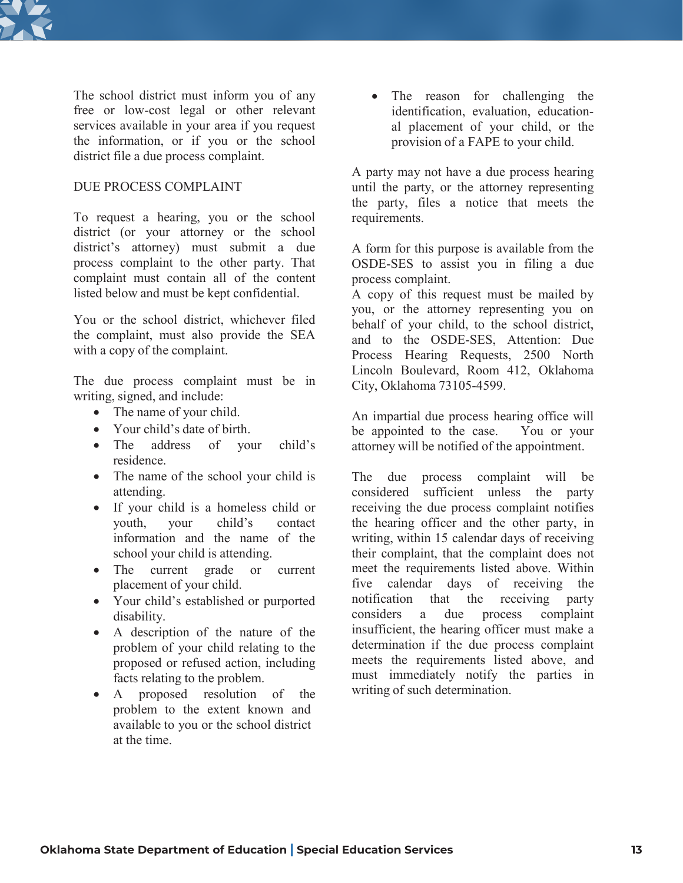The school district must inform you of any free or low-cost legal or other relevant services available in your area if you request the information, or if you or the school district file a due process complaint.

## DUE PROCESS COMPLAINT

To request a hearing, you or the school district (or your attorney or the school district's attorney) must submit a due process complaint to the other party. That complaint must contain all of the content listed below and must be kept confidential.

You or the school district, whichever filed the complaint, must also provide the SEA with a copy of the complaint.

The due process complaint must be in writing, signed, and include:

- The name of your child.
- Your child's date of birth.
- The address of your child's residence.
- The name of the school your child is attending.
- If your child is a homeless child or youth, your child's contact information and the name of the school your child is attending.
- The current grade or current placement of your child.
- Your child's established or purported disability.
- A description of the nature of the problem of your child relating to the proposed or refused action, including facts relating to the problem.
- A proposed resolution of the problem to the extent known and available to you or the school district at the time.
- The reason for challenging the identification, evaluation, educational placement of your child, or the provision of a FAPE to your child.

A party may not have a due process hearing until the party, or the attorney representing the party, files a notice that meets the requirements.

A form for this purpose is available from the OSDE-SES to assist you in filing a due process complaint.
A copy of this request must be mailed by you, or the attorney representing you on behalf of your child, to the school district, and to the OSDE-SES, Attention: Due Process Hearing Requests, 2500 North Lincoln Boulevard, Room 412, Oklahoma City, Oklahoma 73105-4599.

An impartial due process hearing office will be appointed to the case. You or your attorney will be notified of the appointment.

The due process complaint will be considered sufficient unless the party receiving the due process complaint notifies the hearing officer and the other party, in writing, within 15 calendar days of receiving their complaint, that the complaint does not meet the requirements listed above. Within five calendar days of receiving the notification that the receiving party considers a due process complaint insufficient, the hearing officer must make a determination if the due process complaint meets the requirements listed above, and must immediately notify the parties in writing of such determination.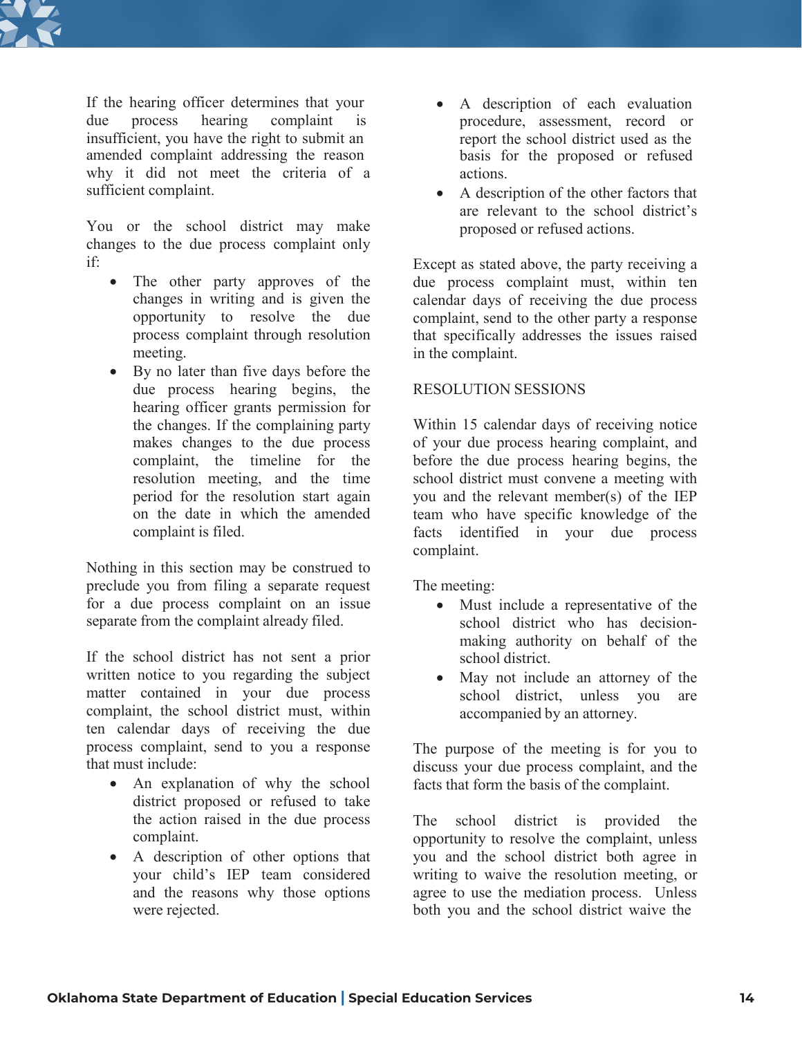If the hearing officer determines that your due process hearing complaint is insufficient, you have the right to submit an amended complaint addressing the reason why it did not meet the criteria of a sufficient complaint.

You or the school district may make changes to the due process complaint only if:

- The other party approves of the changes in writing and is given the opportunity to resolve the due process complaint through resolution meeting.
- By no later than five days before the due process hearing begins, the hearing officer grants permission for the changes. If the complaining party makes changes to the due process complaint, the timeline for the resolution meeting, and the time period for the resolution start again on the date in which the amended complaint is filed.

Nothing in this section may be construed to preclude you from filing a separate request for a due process complaint on an issue separate from the complaint already filed.

If the school district has not sent a prior written notice to you regarding the subject matter contained in your due process complaint, the school district must, within ten calendar days of receiving the due process complaint, send to you a response that must include:

- An explanation of why the school district proposed or refused to take the action raised in the due process complaint.
- A description of other options that your child's IEP team considered and the reasons why those options were rejected.
- A description of each evaluation procedure, assessment, record or report the school district used as the basis for the proposed or refused actions.
- A description of the other factors that are relevant to the school district's proposed or refused actions.

Except as stated above, the party receiving a due process complaint must, within ten calendar days of receiving the due process complaint, send to the other party a response that specifically addresses the issues raised in the complaint.

## RESOLUTION SESSIONS

Within 15 calendar days of receiving notice of your due process hearing complaint, and before the due process hearing begins, the school district must convene a meeting with you and the relevant member(s) of the IEP team who have specific knowledge of the facts identified in your due process complaint.

The meeting:

- Must include a representative of the school district who has decision-making authority on behalf of the school district.
- May not include an attorney of the school district, unless you are accompanied by an attorney.

The purpose of the meeting is for you to discuss your due process complaint, and the facts that form the basis of the complaint.

The school district is provided the opportunity to resolve the complaint, unless you and the school district both agree in writing to waive the resolution meeting, or agree to use the mediation process. Unless both you and the school district waive the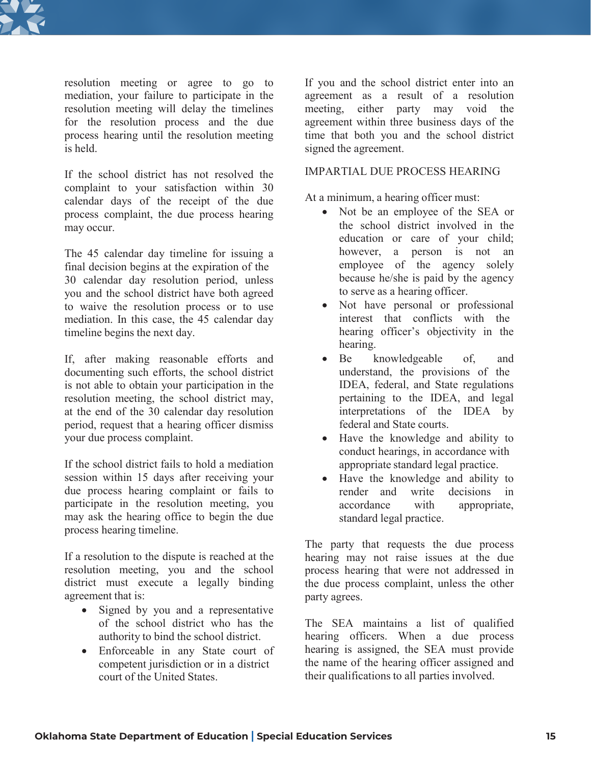resolution meeting or agree to go to mediation, your failure to participate in the resolution meeting will delay the timelines for the resolution process and the due process hearing until the resolution meeting is held.

If the school district has not resolved the complaint to your satisfaction within 30 calendar days of the receipt of the due process complaint, the due process hearing may occur.

The 45 calendar day timeline for issuing a final decision begins at the expiration of the 30 calendar day resolution period, unless you and the school district have both agreed to waive the resolution process or to use mediation. In this case, the 45 calendar day timeline begins the next day.

If, after making reasonable efforts and documenting such efforts, the school district is not able to obtain your participation in the resolution meeting, the school district may, at the end of the 30 calendar day resolution period, request that a hearing officer dismiss your due process complaint.

If the school district fails to hold a mediation session within 15 days after receiving your due process hearing complaint or fails to participate in the resolution meeting, you may ask the hearing office to begin the due process hearing timeline.

If a resolution to the dispute is reached at the resolution meeting, you and the school district must execute a legally binding agreement that is:

- Signed by you and a representative of the school district who has the authority to bind the school district.
- Enforceable in any State court of competent jurisdiction or in a district court of the United States.

If you and the school district enter into an agreement as a result of a resolution meeting, either party may void the agreement within three business days of the time that both you and the school district signed the agreement.

## IMPARTIAL DUE PROCESS HEARING

At a minimum, a hearing officer must:

- Not be an employee of the SEA or the school district involved in the education or care of your child; however, a person is not an employee of the agency solely because he/she is paid by the agency to serve as a hearing officer.
- Not have personal or professional interest that conflicts with the hearing officer's objectivity in the hearing.
- Be knowledgeable of, and understand, the provisions of the IDEA, federal, and State regulations pertaining to the IDEA, and legal interpretations of the IDEA by federal and State courts.
- Have the knowledge and ability to conduct hearings, in accordance with appropriate standard legal practice.
- Have the knowledge and ability to render and write decisions in accordance with appropriate, standard legal practice.

The party that requests the due process hearing may not raise issues at the due process hearing that were not addressed in the due process complaint, unless the other party agrees.

The SEA maintains a list of qualified hearing officers. When a due process hearing is assigned, the SEA must provide the name of the hearing officer assigned and their qualifications to all parties involved.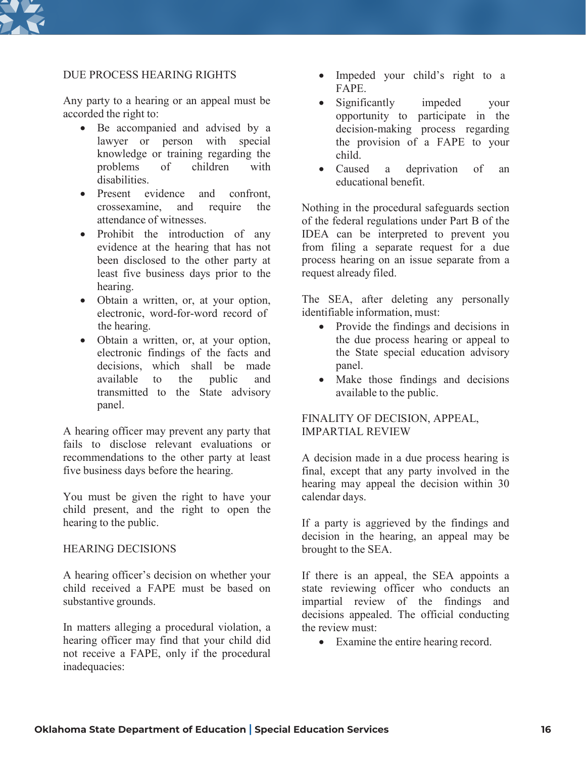## DUE PROCESS HEARING RIGHTS

Any party to a hearing or an appeal must be accorded the right to:

- Be accompanied and advised by a lawyer or person with special knowledge or training regarding the problems of children with disabilities.
- Present evidence and confront, crossexamine, and require the attendance of witnesses.
- Prohibit the introduction of any evidence at the hearing that has not been disclosed to the other party at least five business days prior to the hearing.
- Obtain a written, or, at your option, electronic, word-for-word record of the hearing.
- Obtain a written, or, at your option, electronic findings of the facts and decisions, which shall be made available to the public and transmitted to the State advisory panel.

A hearing officer may prevent any party that fails to disclose relevant evaluations or recommendations to the other party at least five business days before the hearing.

You must be given the right to have your child present, and the right to open the hearing to the public.

## HEARING DECISIONS

A hearing officer's decision on whether your child received a FAPE must be based on substantive grounds.

In matters alleging a procedural violation, a hearing officer may find that your child did not receive a FAPE, only if the procedural inadequacies:

- Impeded your child's right to a FAPE.
- Significantly impeded your opportunity to participate in the decision-making process regarding the provision of a FAPE to your child.
- Caused a deprivation of an educational benefit.

Nothing in the procedural safeguards section of the federal regulations under Part B of the IDEA can be interpreted to prevent you from filing a separate request for a due process hearing on an issue separate from a request already filed.

The SEA, after deleting any personally identifiable information, must:

- Provide the findings and decisions in the due process hearing or appeal to the State special education advisory panel.
- Make those findings and decisions available to the public.

## FINALITY OF DECISION, APPEAL, IMPARTIAL REVIEW

A decision made in a due process hearing is final, except that any party involved in the hearing may appeal the decision within 30 calendar days.

If a party is aggrieved by the findings and decision in the hearing, an appeal may be brought to the SEA.

If there is an appeal, the SEA appoints a state reviewing officer who conducts an impartial review of the findings and decisions appealed. The official conducting the review must:

- Examine the entire hearing record.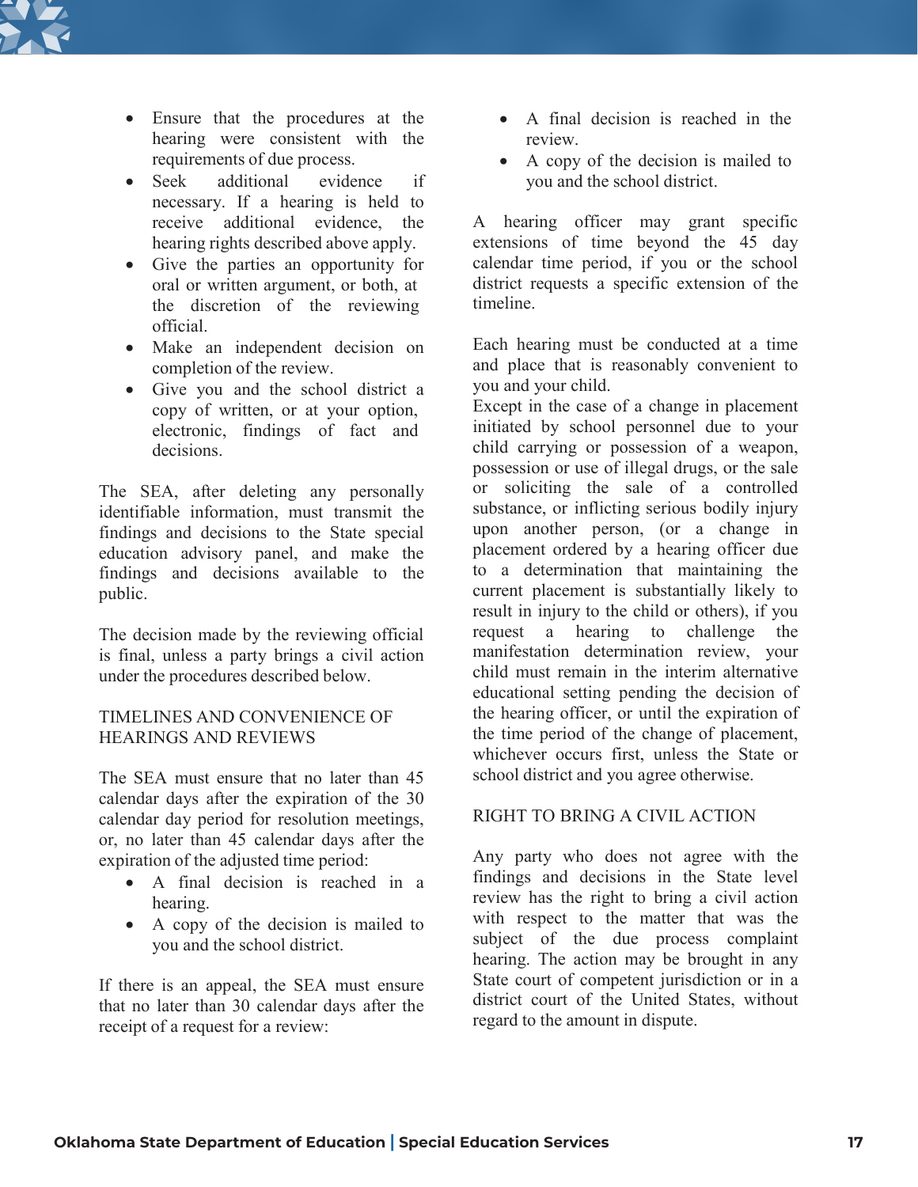- Ensure that the procedures at the hearing were consistent with the requirements of due process.
- Seek additional evidence if necessary. If a hearing is held to receive additional evidence, the hearing rights described above apply.
- Give the parties an opportunity for oral or written argument, or both, at the discretion of the reviewing official.
- Make an independent decision on completion of the review.
- Give you and the school district a copy of written, or at your option, electronic, findings of fact and decisions.

The SEA, after deleting any personally identifiable information, must transmit the findings and decisions to the State special education advisory panel, and make the findings and decisions available to the public.

The decision made by the reviewing official is final, unless a party brings a civil action under the procedures described below.

## TIMELINES AND CONVENIENCE OF HEARINGS AND REVIEWS

The SEA must ensure that no later than 45 calendar days after the expiration of the 30 calendar day period for resolution meetings, or, no later than 45 calendar days after the expiration of the adjusted time period:

- A final decision is reached in a hearing.
- A copy of the decision is mailed to you and the school district.

If there is an appeal, the SEA must ensure that no later than 30 calendar days after the receipt of a request for a review:

- A final decision is reached in the review.
- A copy of the decision is mailed to you and the school district.

A hearing officer may grant specific extensions of time beyond the 45 day calendar time period, if you or the school district requests a specific extension of the timeline.

Each hearing must be conducted at a time and place that is reasonably convenient to you and your child.

Except in the case of a change in placement initiated by school personnel due to your child carrying or possession of a weapon, possession or use of illegal drugs, or the sale or soliciting the sale of a controlled substance, or inflicting serious bodily injury upon another person, (or a change in placement ordered by a hearing officer due to a determination that maintaining the current placement is substantially likely to result in injury to the child or others), if you request a hearing to challenge the manifestation determination review, your child must remain in the interim alternative educational setting pending the decision of the hearing officer, or until the expiration of the time period of the change of placement, whichever occurs first, unless the State or school district and you agree otherwise.

## RIGHT TO BRING A CIVIL ACTION

Any party who does not agree with the findings and decisions in the State level review has the right to bring a civil action with respect to the matter that was the subject of the due process complaint hearing. The action may be brought in any State court of competent jurisdiction or in a district court of the United States, without regard to the amount in dispute.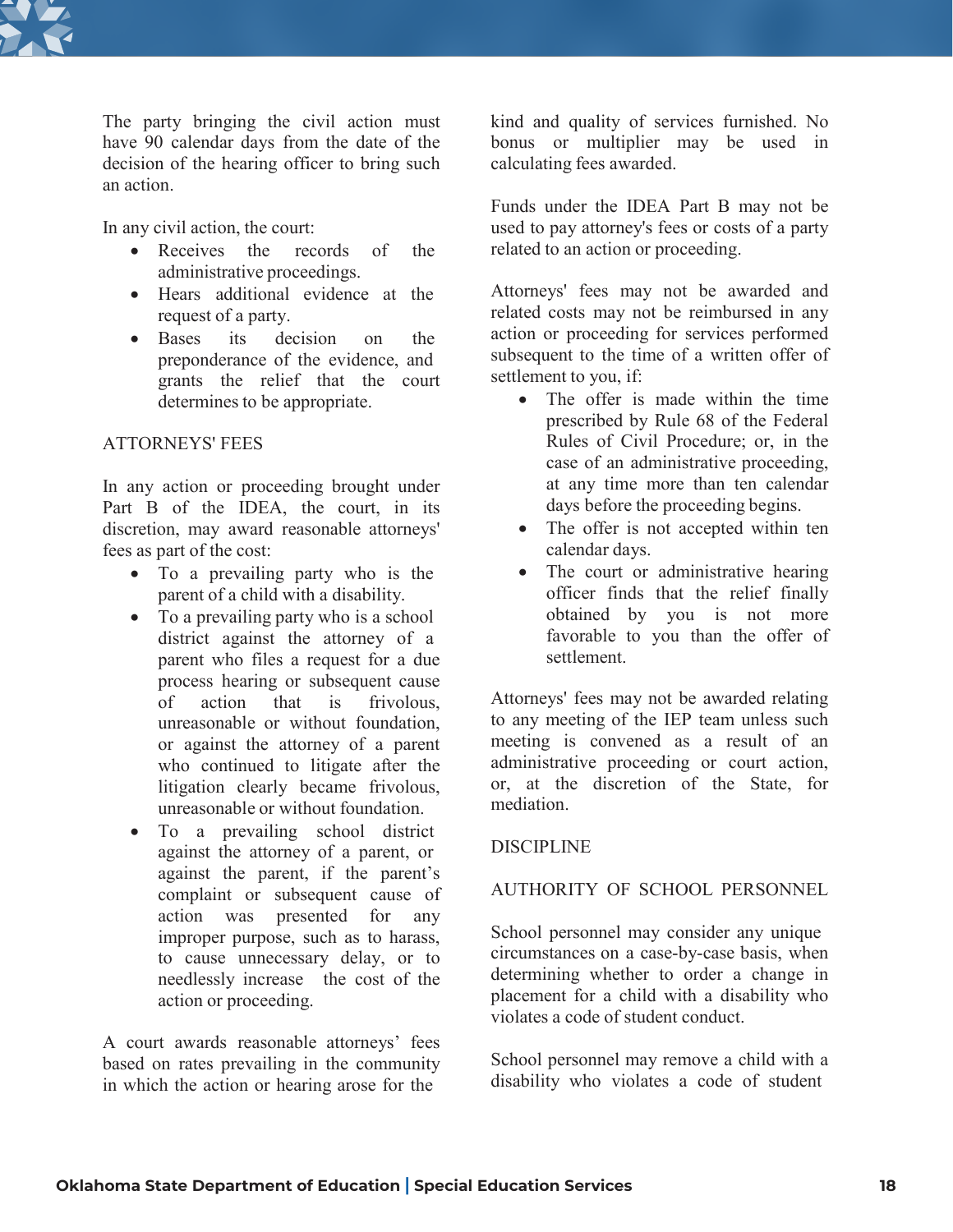The party bringing the civil action must have 90 calendar days from the date of the decision of the hearing officer to bring such an action.

In any civil action, the court:

- Receives the records of the administrative proceedings.
- Hears additional evidence at the request of a party.
- Bases its decision on the preponderance of the evidence, and grants the relief that the court determines to be appropriate.

## ATTORNEYS' FEES

In any action or proceeding brought under Part B of the IDEA, the court, in its discretion, may award reasonable attorneys' fees as part of the cost:

- To a prevailing party who is the parent of a child with a disability.
- To a prevailing party who is a school district against the attorney of a parent who files a request for a due process hearing or subsequent cause of action that is frivolous, unreasonable or without foundation, or against the attorney of a parent who continued to litigate after the litigation clearly became frivolous, unreasonable or without foundation.
- To a prevailing school district against the attorney of a parent, or against the parent, if the parent's complaint or subsequent cause of action was presented for any improper purpose, such as to harass, to cause unnecessary delay, or to needlessly increase the cost of the action or proceeding.

A court awards reasonable attorneys' fees based on rates prevailing in the community in which the action or hearing arose for the kind and quality of services furnished. No bonus or multiplier may be used in calculating fees awarded.

Funds under the IDEA Part B may not be used to pay attorney's fees or costs of a party related to an action or proceeding.

Attorneys' fees may not be awarded and related costs may not be reimbursed in any action or proceeding for services performed subsequent to the time of a written offer of settlement to you, if:

- The offer is made within the time prescribed by Rule 68 of the Federal Rules of Civil Procedure; or, in the case of an administrative proceeding, at any time more than ten calendar days before the proceeding begins.
- The offer is not accepted within ten calendar days.
- The court or administrative hearing officer finds that the relief finally obtained by you is not more favorable to you than the offer of settlement.

Attorneys' fees may not be awarded relating to any meeting of the IEP team unless such meeting is convened as a result of an administrative proceeding or court action, or, at the discretion of the State, for mediation.

## DISCIPLINE

## AUTHORITY OF SCHOOL PERSONNEL

School personnel may consider any unique circumstances on a case-by-case basis, when determining whether to order a change in placement for a child with a disability who violates a code of student conduct.

School personnel may remove a child with a disability who violates a code of student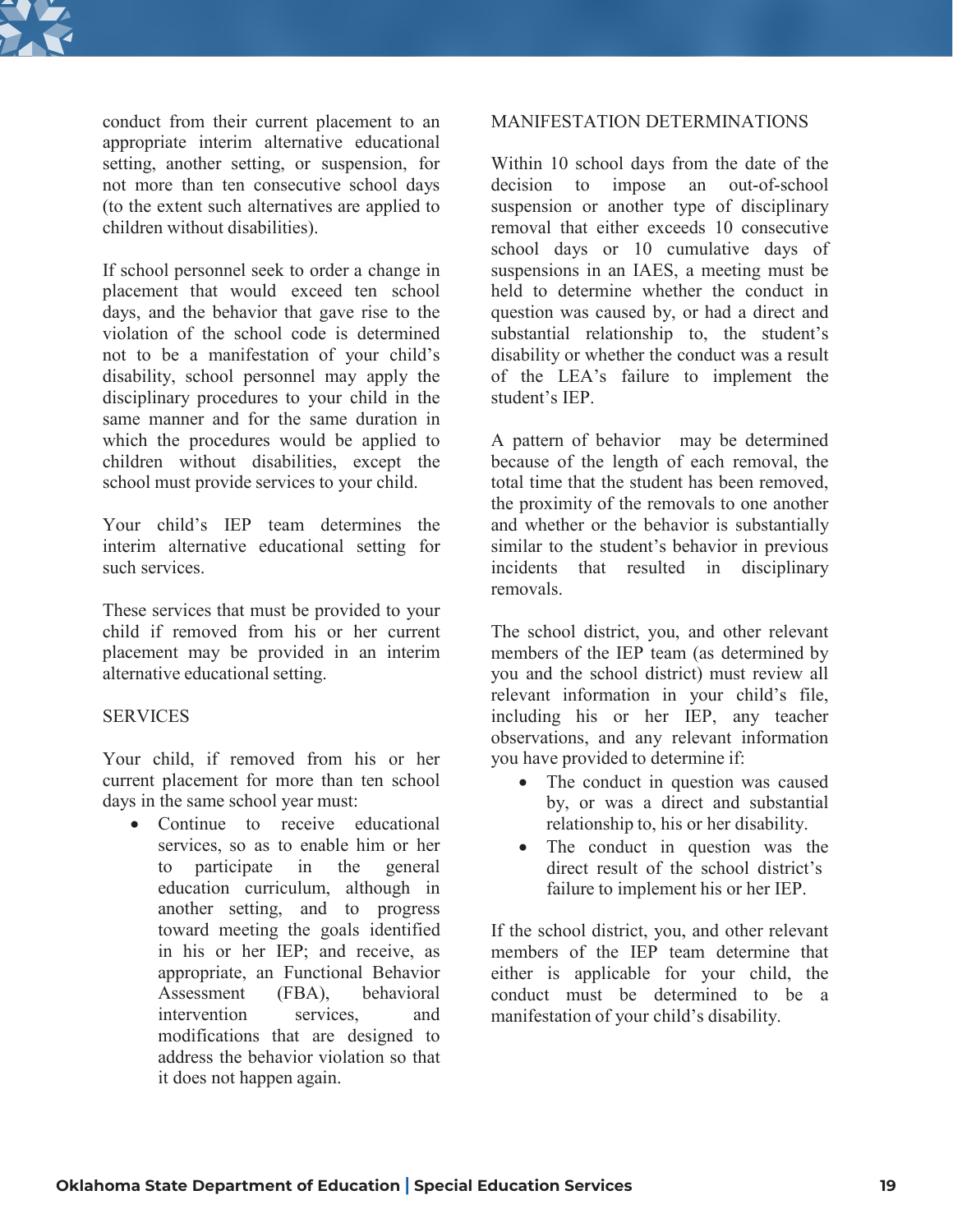conduct from their current placement to an appropriate interim alternative educational setting, another setting, or suspension, for not more than ten consecutive school days (to the extent such alternatives are applied to children without disabilities).

If school personnel seek to order a change in placement that would exceed ten school days, and the behavior that gave rise to the violation of the school code is determined not to be a manifestation of your child's disability, school personnel may apply the disciplinary procedures to your child in the same manner and for the same duration in which the procedures would be applied to children without disabilities, except the school must provide services to your child.

Your child's IEP team determines the interim alternative educational setting for such services.

These services that must be provided to your child if removed from his or her current placement may be provided in an interim alternative educational setting.

## SERVICES

Your child, if removed from his or her current placement for more than ten school days in the same school year must:

- Continue to receive educational services, so as to enable him or her to participate in the general education curriculum, although in another setting, and to progress toward meeting the goals identified in his or her IEP; and receive, as appropriate, an Functional Behavior Assessment (FBA), behavioral intervention services, and modifications that are designed to address the behavior violation so that it does not happen again.

## MANIFESTATION DETERMINATIONS

Within 10 school days from the date of the decision to impose an out-of-school suspension or another type of disciplinary removal that either exceeds 10 consecutive school days or 10 cumulative days of suspensions in an IAES, a meeting must be held to determine whether the conduct in question was caused by, or had a direct and substantial relationship to, the student's disability or whether the conduct was a result of the LEA's failure to implement the student's IEP.

A pattern of behavior may be determined because of the length of each removal, the total time that the student has been removed, the proximity of the removals to one another and whether or the behavior is substantially similar to the student's behavior in previous incidents that resulted in disciplinary removals.

The school district, you, and other relevant members of the IEP team (as determined by you and the school district) must review all relevant information in your child's file, including his or her IEP, any teacher observations, and any relevant information you have provided to determine if:

- The conduct in question was caused by, or was a direct and substantial relationship to, his or her disability.
- The conduct in question was the direct result of the school district's failure to implement his or her IEP.

If the school district, you, and other relevant members of the IEP team determine that either is applicable for your child, the conduct must be determined to be a manifestation of your child's disability.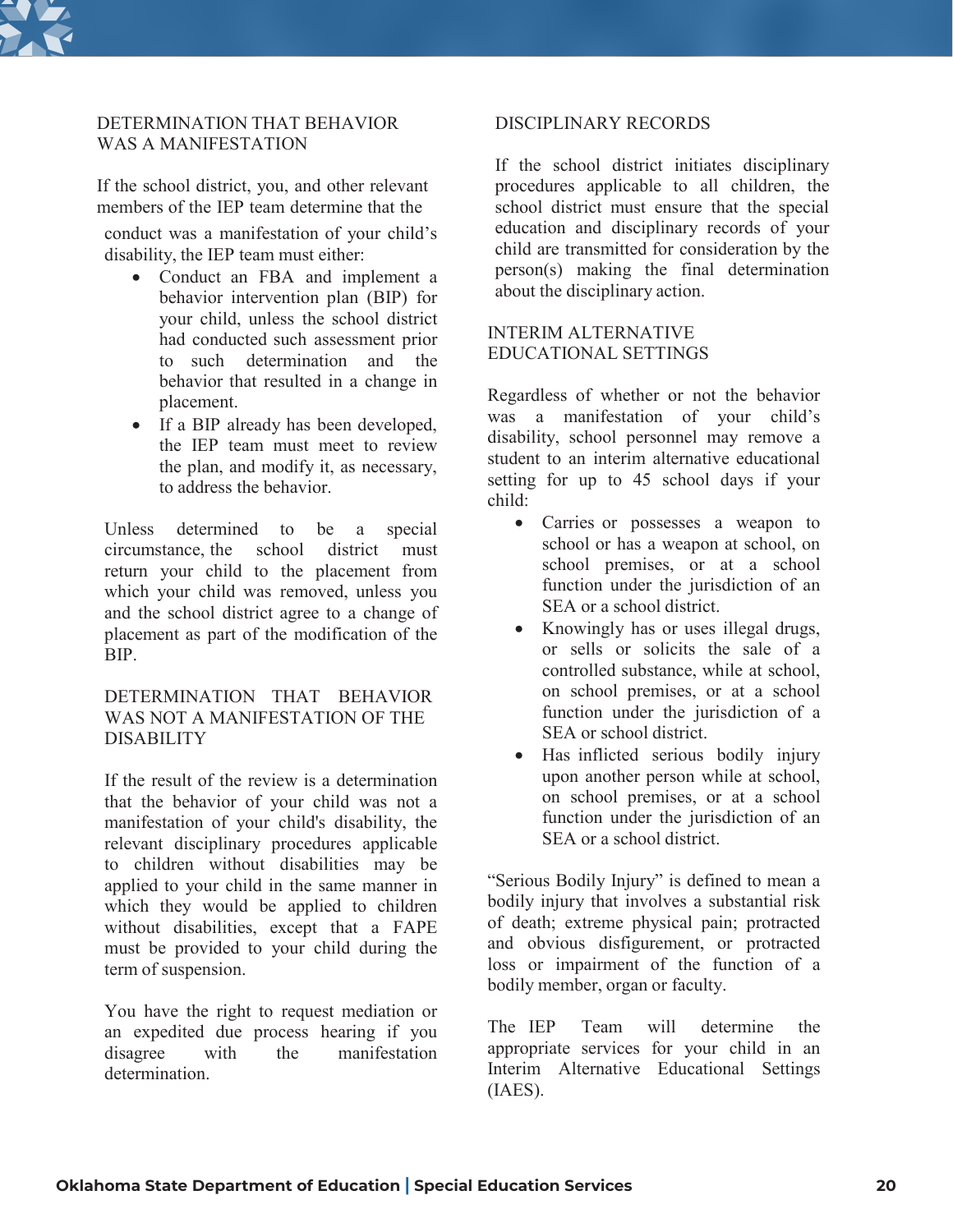## DETERMINATION THAT BEHAVIOR WAS A MANIFESTATION

If the school district, you, and other relevant members of the IEP team determine that the conduct was a manifestation of your child's disability, the IEP team must either:

- Conduct an FBA and implement a behavior intervention plan (BIP) for your child, unless the school district had conducted such assessment prior to such determination and the behavior that resulted in a change in placement.
- If a BIP already has been developed, the IEP team must meet to review the plan, and modify it, as necessary, to address the behavior.

Unless determined to be a special circumstance, the school district must return your child to the placement from which your child was removed, unless you and the school district agree to a change of placement as part of the modification of the BIP.

## DETERMINATION THAT BEHAVIOR WAS NOT A MANIFESTATION OF THE DISABILITY

If the result of the review is a determination that the behavior of your child was not a manifestation of your child's disability, the relevant disciplinary procedures applicable to children without disabilities may be applied to your child in the same manner in which they would be applied to children without disabilities, except that a FAPE must be provided to your child during the term of suspension.

You have the right to request mediation or an expedited due process hearing if you disagree with the manifestation determination.

## DISCIPLINARY RECORDS

If the school district initiates disciplinary procedures applicable to all children, the school district must ensure that the special education and disciplinary records of your child are transmitted for consideration by the person(s) making the final determination about the disciplinary action.

## INTERIM ALTERNATIVE EDUCATIONAL SETTINGS

Regardless of whether or not the behavior was a manifestation of your child's disability, school personnel may remove a student to an interim alternative educational setting for up to 45 school days if your child:

- Carries or possesses a weapon to school or has a weapon at school, on school premises, or at a school function under the jurisdiction of an SEA or a school district.
- Knowingly has or uses illegal drugs, or sells or solicits the sale of a controlled substance, while at school, on school premises, or at a school function under the jurisdiction of a SEA or school district.
- Has inflicted serious bodily injury upon another person while at school, on school premises, or at a school function under the jurisdiction of an SEA or a school district.

"Serious Bodily Injury" is defined to mean a bodily injury that involves a substantial risk of death; extreme physical pain; protracted and obvious disfigurement, or protracted loss or impairment of the function of a bodily member, organ or faculty.

The IEP Team will determine the appropriate services for your child in an Interim Alternative Educational Settings (IAES).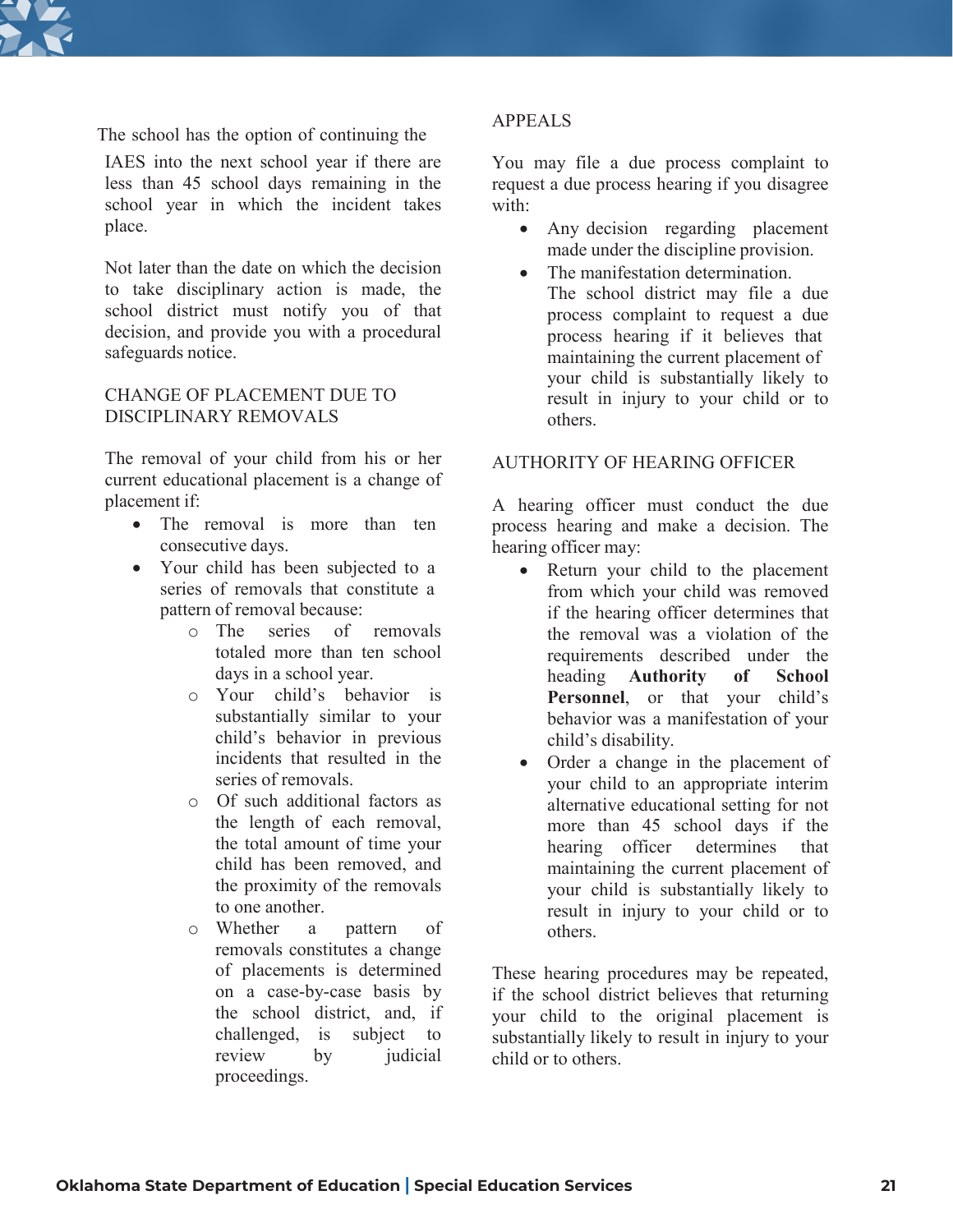The school has the option of continuing the IAES into the next school year if there are less than 45 school days remaining in the school year in which the incident takes place.

Not later than the date on which the decision to take disciplinary action is made, the school district must notify you of that decision, and provide you with a procedural safeguards notice.

## CHANGE OF PLACEMENT DUE TO DISCIPLINARY REMOVALS

The removal of your child from his or her current educational placement is a change of placement if:

- The removal is more than ten consecutive days.
- Your child has been subjected to a series of removals that constitute a pattern of removal because:
  - The series of removals totaled more than ten school days in a school year.
  - Your child's behavior is substantially similar to your child's behavior in previous incidents that resulted in the series of removals.
  - Of such additional factors as the length of each removal, the total amount of time your child has been removed, and the proximity of the removals to one another.
  - Whether a pattern of removals constitutes a change of placements is determined on a case-by-case basis by the school district, and, if challenged, is subject to review by judicial proceedings.

## APPEALS

You may file a due process complaint to request a due process hearing if you disagree with:

- Any decision regarding placement made under the discipline provision.
- The manifestation determination.

The school district may file a due process complaint to request a due process hearing if it believes that maintaining the current placement of your child is substantially likely to result in injury to your child or to others.

## AUTHORITY OF HEARING OFFICER

A hearing officer must conduct the due process hearing and make a decision. The hearing officer may:

- Return your child to the placement from which your child was removed if the hearing officer determines that the removal was a violation of the requirements described under the heading **Authority of School Personnel**, or that your child's behavior was a manifestation of your child's disability.
- Order a change in the placement of your child to an appropriate interim alternative educational setting for not more than 45 school days if the hearing officer determines that maintaining the current placement of your child is substantially likely to result in injury to your child or to others.

These hearing procedures may be repeated, if the school district believes that returning your child to the original placement is substantially likely to result in injury to your child or to others.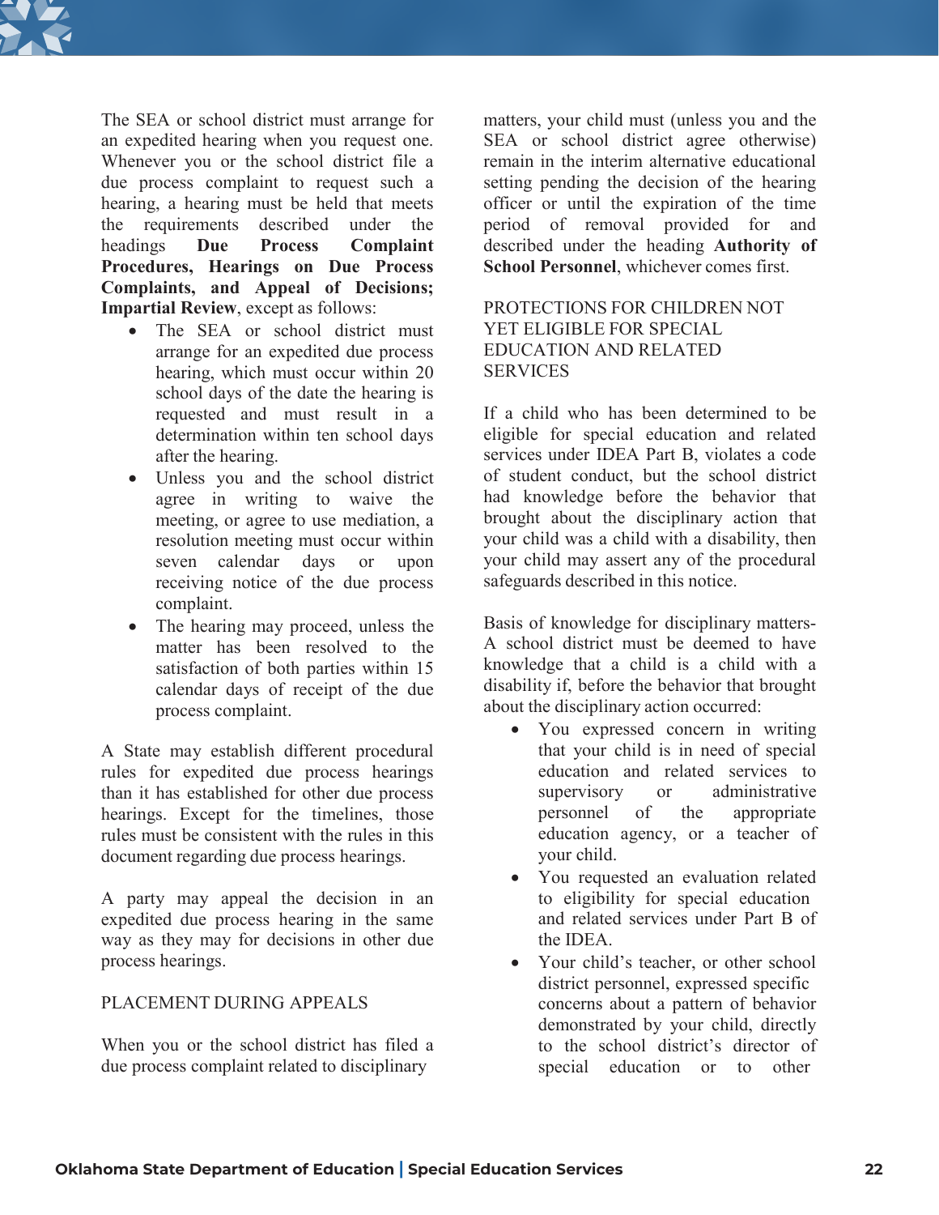The SEA or school district must arrange for an expedited hearing when you request one. Whenever you or the school district file a due process complaint to request such a hearing, a hearing must be held that meets the requirements described under the headings **Due Process Complaint Procedures, Hearings on Due Process Complaints, and Appeal of Decisions; Impartial Review**, except as follows:

- The SEA or school district must arrange for an expedited due process hearing, which must occur within 20 school days of the date the hearing is requested and must result in a determination within ten school days after the hearing.
- Unless you and the school district agree in writing to waive the meeting, or agree to use mediation, a resolution meeting must occur within seven calendar days or upon receiving notice of the due process complaint.
- The hearing may proceed, unless the matter has been resolved to the satisfaction of both parties within 15 calendar days of receipt of the due process complaint.

A State may establish different procedural rules for expedited due process hearings than it has established for other due process hearings. Except for the timelines, those rules must be consistent with the rules in this document regarding due process hearings.

A party may appeal the decision in an expedited due process hearing in the same way as they may for decisions in other due process hearings.

## PLACEMENT DURING APPEALS

When you or the school district has filed a due process complaint related to disciplinary matters, your child must (unless you and the SEA or school district agree otherwise) remain in the interim alternative educational setting pending the decision of the hearing officer or until the expiration of the time period of removal provided for and described under the heading **Authority of School Personnel**, whichever comes first.

## PROTECTIONS FOR CHILDREN NOT YET ELIGIBLE FOR SPECIAL EDUCATION AND RELATED SERVICES

If a child who has been determined to be eligible for special education and related services under IDEA Part B, violates a code of student conduct, but the school district had knowledge before the behavior that brought about the disciplinary action that your child was a child with a disability, then your child may assert any of the procedural safeguards described in this notice.

Basis of knowledge for disciplinary matters- A school district must be deemed to have knowledge that a child is a child with a disability if, before the behavior that brought about the disciplinary action occurred:

- You expressed concern in writing that your child is in need of special education and related services to supervisory or administrative personnel of the appropriate education agency, or a teacher of your child.
- You requested an evaluation related to eligibility for special education and related services under Part B of the IDEA.
- Your child's teacher, or other school district personnel, expressed specific concerns about a pattern of behavior demonstrated by your child, directly to the school district's director of special education or to other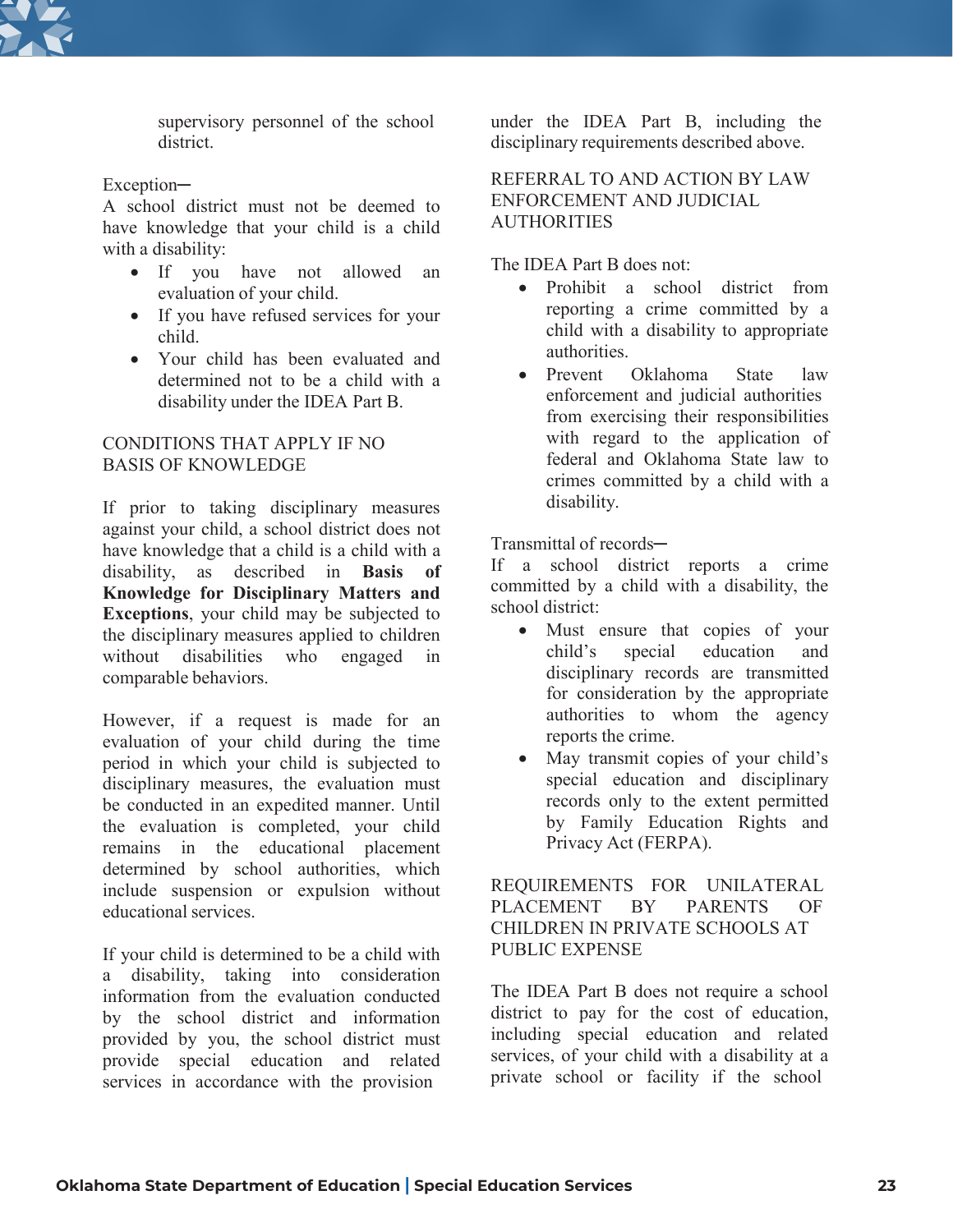supervisory personnel of the school district.

Exception─
A school district must not be deemed to have knowledge that your child is a child with a disability:

- If you have not allowed an evaluation of your child.
- If you have refused services for your child.
- Your child has been evaluated and determined not to be a child with a disability under the IDEA Part B.

## CONDITIONS THAT APPLY IF NO BASIS OF KNOWLEDGE

If prior to taking disciplinary measures against your child, a school district does not have knowledge that a child is a child with a disability, as described in **Basis of Knowledge for Disciplinary Matters and Exceptions**, your child may be subjected to the disciplinary measures applied to children without disabilities who engaged in comparable behaviors.

However, if a request is made for an evaluation of your child during the time period in which your child is subjected to disciplinary measures, the evaluation must be conducted in an expedited manner. Until the evaluation is completed, your child remains in the educational placement determined by school authorities, which include suspension or expulsion without educational services.

If your child is determined to be a child with a disability, taking into consideration information from the evaluation conducted by the school district and information provided by you, the school district must provide special education and related services in accordance with the provision under the IDEA Part B, including the disciplinary requirements described above.

## REFERRAL TO AND ACTION BY LAW ENFORCEMENT AND JUDICIAL AUTHORITIES

The IDEA Part B does not:

- Prohibit a school district from reporting a crime committed by a child with a disability to appropriate authorities.
- Prevent Oklahoma State law enforcement and judicial authorities from exercising their responsibilities with regard to the application of federal and Oklahoma State law to crimes committed by a child with a disability.

Transmittal of records─
If a school district reports a crime committed by a child with a disability, the school district:

- Must ensure that copies of your child's special education and disciplinary records are transmitted for consideration by the appropriate authorities to whom the agency reports the crime.
- May transmit copies of your child's special education and disciplinary records only to the extent permitted by Family Education Rights and Privacy Act (FERPA).

## REQUIREMENTS FOR UNILATERAL PLACEMENT BY PARENTS OF CHILDREN IN PRIVATE SCHOOLS AT PUBLIC EXPENSE

The IDEA Part B does not require a school district to pay for the cost of education, including special education and related services, of your child with a disability at a private school or facility if the school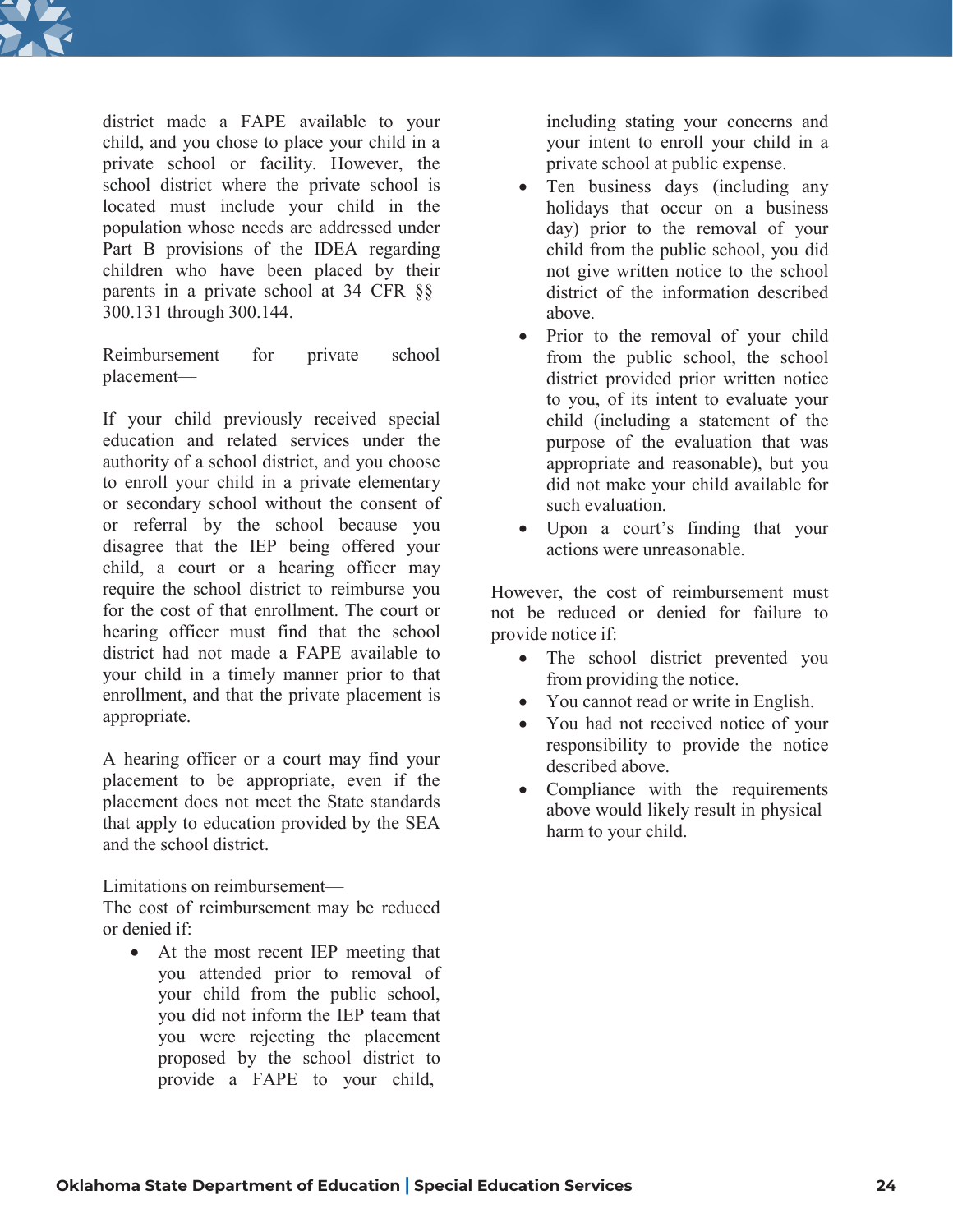district made a FAPE available to your child, and you chose to place your child in a private school or facility. However, the school district where the private school is located must include your child in the population whose needs are addressed under Part B provisions of the IDEA regarding children who have been placed by their parents in a private school at 34 CFR §§ 300.131 through 300.144.

Reimbursement for private school placement—

If your child previously received special education and related services under the authority of a school district, and you choose to enroll your child in a private elementary or secondary school without the consent of or referral by the school because you disagree that the IEP being offered your child, a court or a hearing officer may require the school district to reimburse you for the cost of that enrollment. The court or hearing officer must find that the school district had not made a FAPE available to your child in a timely manner prior to that enrollment, and that the private placement is appropriate.

A hearing officer or a court may find your placement to be appropriate, even if the placement does not meet the State standards that apply to education provided by the SEA and the school district.

Limitations on reimbursement—
The cost of reimbursement may be reduced or denied if:

- At the most recent IEP meeting that you attended prior to removal of your child from the public school, you did not inform the IEP team that you were rejecting the placement proposed by the school district to provide a FAPE to your child, including stating your concerns and your intent to enroll your child in a private school at public expense.
- Ten business days (including any holidays that occur on a business day) prior to the removal of your child from the public school, you did not give written notice to the school district of the information described above.
- Prior to the removal of your child from the public school, the school district provided prior written notice to you, of its intent to evaluate your child (including a statement of the purpose of the evaluation that was appropriate and reasonable), but you did not make your child available for such evaluation.
- Upon a court's finding that your actions were unreasonable.

However, the cost of reimbursement must not be reduced or denied for failure to provide notice if:

- The school district prevented you from providing the notice.
- You cannot read or write in English.
- You had not received notice of your responsibility to provide the notice described above.
- Compliance with the requirements above would likely result in physical harm to your child.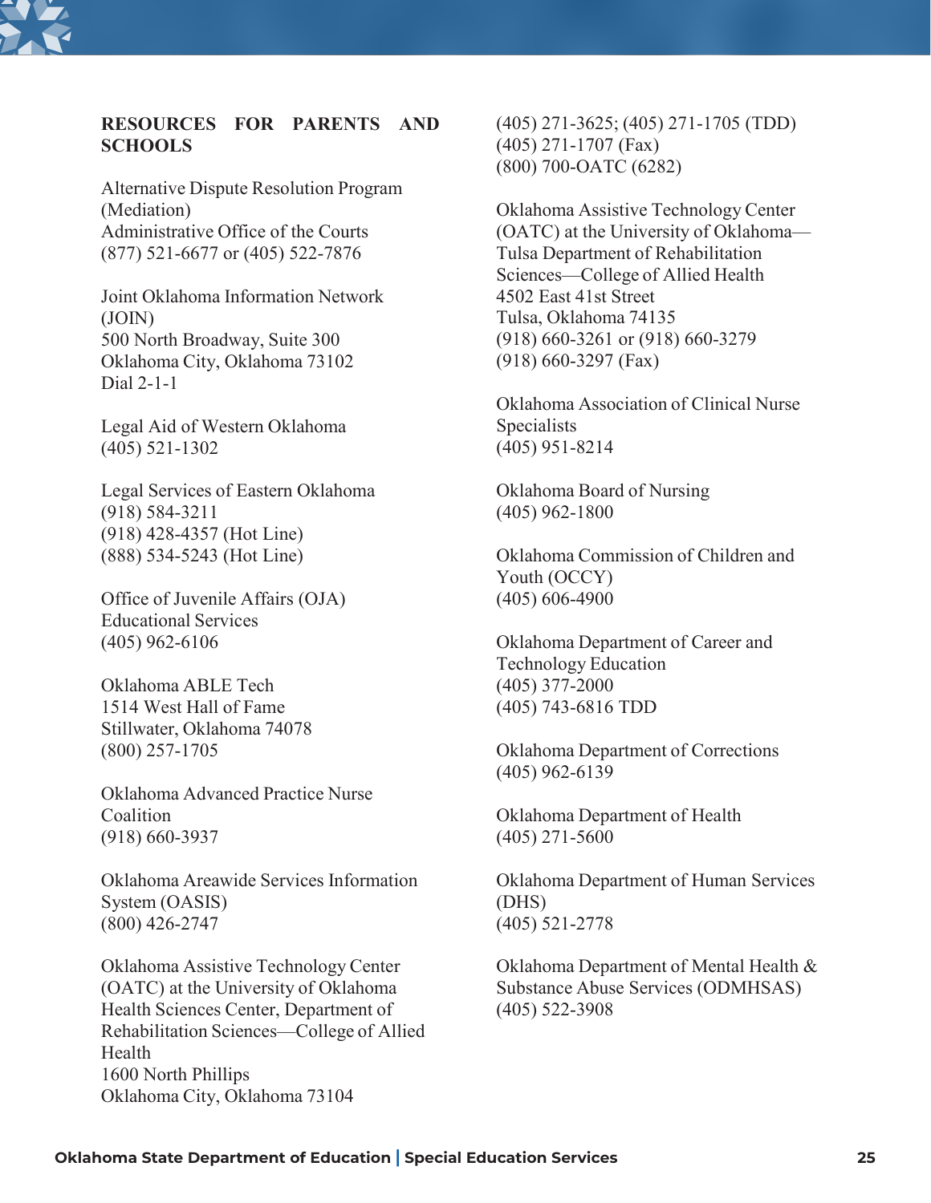**RESOURCES FOR PARENTS AND SCHOOLS**

Alternative Dispute Resolution Program (Mediation)
Administrative Office of the Courts
(877) 521-6677 or (405) 522-7876

Joint Oklahoma Information Network (JOIN)
500 North Broadway, Suite 300
Oklahoma City, Oklahoma 73102
Dial 2-1-1

Legal Aid of Western Oklahoma
(405) 521-1302

Legal Services of Eastern Oklahoma
(918) 584-3211
(918) 428-4357 (Hot Line)
(888) 534-5243 (Hot Line)

Office of Juvenile Affairs (OJA)
Educational Services
(405) 962-6106

Oklahoma ABLE Tech
1514 West Hall of Fame
Stillwater, Oklahoma 74078
(800) 257-1705

Oklahoma Advanced Practice Nurse Coalition
(918) 660-3937

Oklahoma Areawide Services Information System (OASIS)
(800) 426-2747

Oklahoma Assistive Technology Center (OATC) at the University of Oklahoma Health Sciences Center, Department of Rehabilitation Sciences—College of Allied Health
1600 North Phillips
Oklahoma City, Oklahoma 73104
(405) 271-3625; (405) 271-1705 (TDD)
(405) 271-1707 (Fax)
(800) 700-OATC (6282)

Oklahoma Assistive Technology Center (OATC) at the University of Oklahoma—Tulsa Department of Rehabilitation Sciences—College of Allied Health
4502 East 41st Street
Tulsa, Oklahoma 74135
(918) 660-3261 or (918) 660-3279
(918) 660-3297 (Fax)

Oklahoma Association of Clinical Nurse Specialists
(405) 951-8214

Oklahoma Board of Nursing
(405) 962-1800

Oklahoma Commission of Children and Youth (OCCY)
(405) 606-4900

Oklahoma Department of Career and Technology Education
(405) 377-2000
(405) 743-6816 TDD

Oklahoma Department of Corrections
(405) 962-6139

Oklahoma Department of Health
(405) 271-5600

Oklahoma Department of Human Services (DHS)
(405) 521-2778

Oklahoma Department of Mental Health & Substance Abuse Services (ODMHSAS)
(405) 522-3908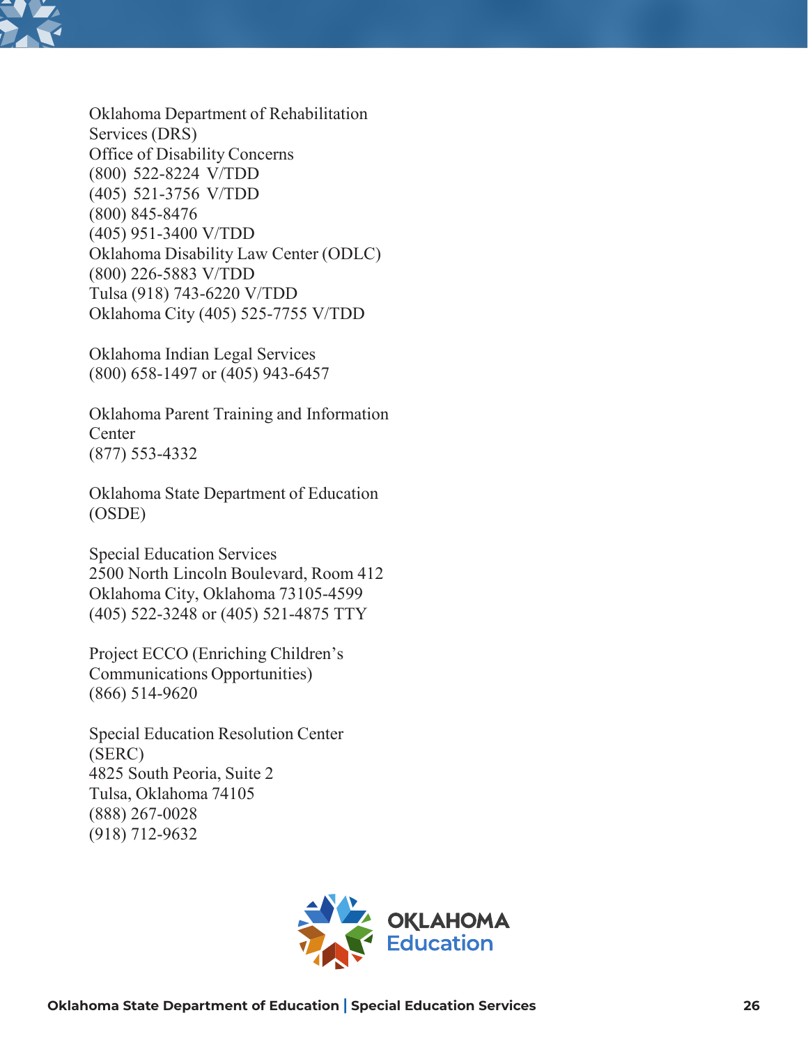Oklahoma Department of Rehabilitation Services (DRS)
Office of Disability Concerns
(800) 522-8224 V/TDD
(405) 521-3756 V/TDD
(800) 845-8476
(405) 951-3400 V/TDD
Oklahoma Disability Law Center (ODLC)
(800) 226-5883 V/TDD
Tulsa (918) 743-6220 V/TDD
Oklahoma City (405) 525-7755 V/TDD

Oklahoma Indian Legal Services
(800) 658-1497 or (405) 943-6457

Oklahoma Parent Training and Information Center
(877) 553-4332

Oklahoma State Department of Education (OSDE)

Special Education Services
2500 North Lincoln Boulevard, Room 412
Oklahoma City, Oklahoma 73105-4599
(405) 522-3248 or (405) 521-4875 TTY

Project ECCO (Enriching Children's Communications Opportunities)
(866) 514-9620

Special Education Resolution Center (SERC)
4825 South Peoria, Suite 2
Tulsa, Oklahoma 74105
(888) 267-0028
(918) 712-9632

OKLAHOMA Education